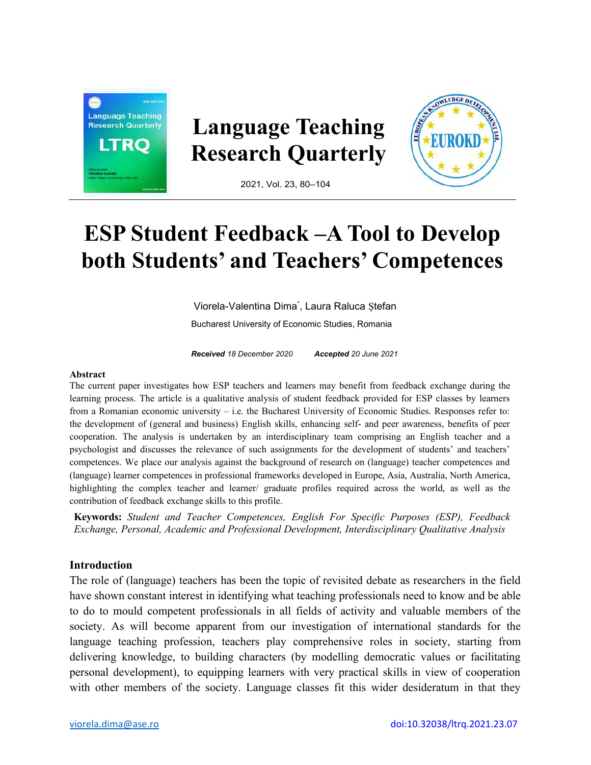# ESP Student Feedback –A Tool to Develop both Students' and Teachers' Competences

Viorela-Valentina Dima[*], Laura Raluca Ștefan

Bucharest University of Economic Studies, Romania

***Received*** *18 December 2020* ***Accepted*** *20 June 2021*

## Abstract

The current paper investigates how ESP teachers and learners may benefit from feedback exchange during the learning process. The article is a qualitative analysis of student feedback provided for ESP classes by learners from a Romanian economic university – i.e. the Bucharest University of Economic Studies. Responses refer to: the development of (general and business) English skills, enhancing self- and peer awareness, benefits of peer cooperation. The analysis is undertaken by an interdisciplinary team comprising an English teacher and a psychologist and discusses the relevance of such assignments for the development of students' and teachers' competences. We place our analysis against the background of research on (language) teacher competences and (language) learner competences in professional frameworks developed in Europe, Asia, Australia, North America, highlighting the complex teacher and learner/ graduate profiles required across the world, as well as the contribution of feedback exchange skills to this profile.

**Keywords:** *Student and Teacher Competences, English For Specific Purposes (ESP), Feedback Exchange, Personal, Academic and Professional Development, Interdisciplinary Qualitative Analysis*

## Introduction

The role of (language) teachers has been the topic of revisited debate as researchers in the field have shown constant interest in identifying what teaching professionals need to know and be able to do to mould competent professionals in all fields of activity and valuable members of the society. As will become apparent from our investigation of international standards for the language teaching profession, teachers play comprehensive roles in society, starting from delivering knowledge, to building characters (by modelling democratic values or facilitating personal development), to equipping learners with very practical skills in view of cooperation with other members of the society. Language classes fit this wider desideratum in that they

viorela.dima@ase.ro doi:10.32038/ltrq.2021.23.07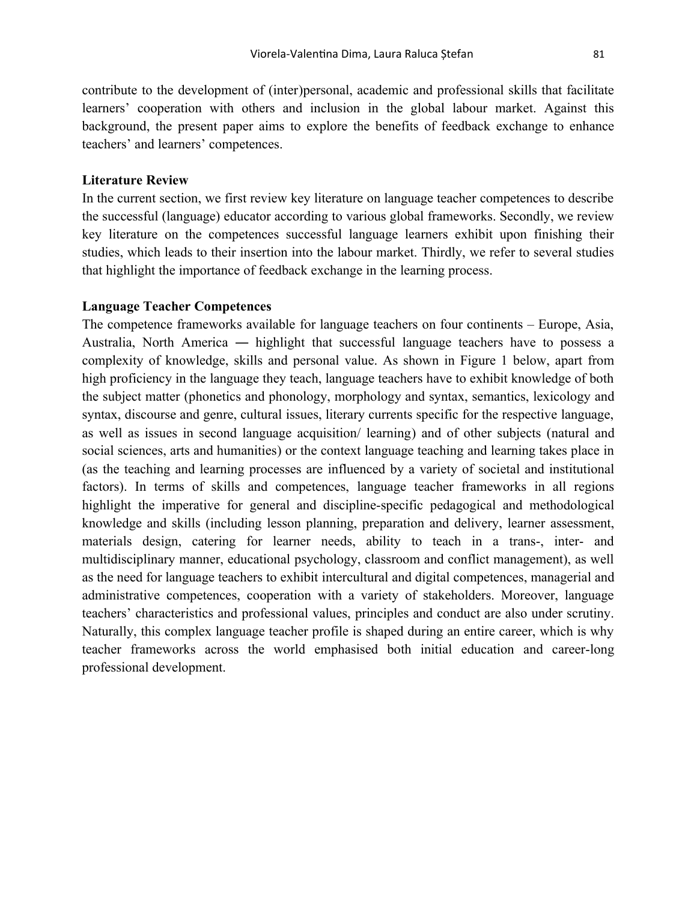contribute to the development of (inter)personal, academic and professional skills that facilitate learners' cooperation with others and inclusion in the global labour market. Against this background, the present paper aims to explore the benefits of feedback exchange to enhance teachers' and learners' competences.

## Literature Review

In the current section, we first review key literature on language teacher competences to describe the successful (language) educator according to various global frameworks. Secondly, we review key literature on the competences successful language learners exhibit upon finishing their studies, which leads to their insertion into the labour market. Thirdly, we refer to several studies that highlight the importance of feedback exchange in the learning process.

### Language Teacher Competences

The competence frameworks available for language teachers on four continents – Europe, Asia, Australia, North America ― highlight that successful language teachers have to possess a complexity of knowledge, skills and personal value. As shown in Figure 1 below, apart from high proficiency in the language they teach, language teachers have to exhibit knowledge of both the subject matter (phonetics and phonology, morphology and syntax, semantics, lexicology and syntax, discourse and genre, cultural issues, literary currents specific for the respective language, as well as issues in second language acquisition/ learning) and of other subjects (natural and social sciences, arts and humanities) or the context language teaching and learning takes place in (as the teaching and learning processes are influenced by a variety of societal and institutional factors). In terms of skills and competences, language teacher frameworks in all regions highlight the imperative for general and discipline-specific pedagogical and methodological knowledge and skills (including lesson planning, preparation and delivery, learner assessment, materials design, catering for learner needs, ability to teach in a trans-, inter- and multidisciplinary manner, educational psychology, classroom and conflict management), as well as the need for language teachers to exhibit intercultural and digital competences, managerial and administrative competences, cooperation with a variety of stakeholders. Moreover, language teachers' characteristics and professional values, principles and conduct are also under scrutiny. Naturally, this complex language teacher profile is shaped during an entire career, which is why teacher frameworks across the world emphasised both initial education and career-long professional development.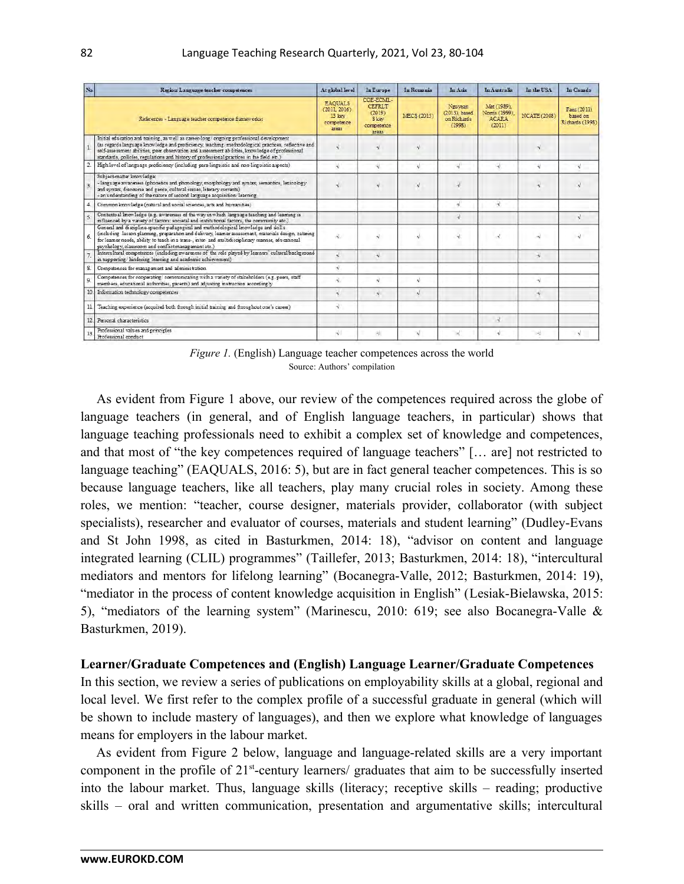| No. | Region/ Language teacher competences | At global level | In Europe | In Romania | In Asia | In Australia | In the USA | In Canada |
|---|---|---|---|---|---|---|---|---|
| | References - Language teacher competence frameworks: | EAQUALS (2011, 2016) 13 key competence areas | COE-ECML-CEFRLT (2019) 8 key competence areas | MECS (2015) | Nguyen (2013), based on Richards (1998) | Met (1989), Norris (1999), ACARA (2011) | NCATE (2008) | Faez (2011) based on Richards (1998) |
| 1. | Initial education and training, as well as career-long/ ongoing professional development (as regards language knowledge and proficiency, teaching/ methodological practices, reflective and self-assessment abilities, peer observation and assessment abilities, knowledge of professional standards, policies, regulations and history of professional practices in the field etc.) | √ | √ | √ | | | √ | |
| 2. | High level of language proficiency (including para-linguistic and non-linguistic aspects) | √ | √ | √ | √ | √ | √ | √ |
| 3. | Subject-matter knowledge: - language awareness (phonetics and phonology, morphology and syntax, semantics, lexicology and syntax, discourse and genre, cultural issues, literary currents) - an understanding of the nature of second language acquisition/ learning | √ | √ | √ | √ | | √ | √ |
| 4. | Common knowledge (natural and social sciences, arts and humanities) | | | | √ | √ | | |
| 5. | Contextual knowledge (e.g. awareness of the way in which language teaching and learning is influenced by a variety of factors: societal and institutional factors, the community etc.) | | | | √ | | | √ |
| 6. | General and discipline-specific pedagogical and methodological knowledge and skills (including lesson planning, preparation and delivery, learner assessment, materials design, catering for learner needs, ability to teach in a trans-, inter- and multidisciplinary manner, educational psychology, classroom and conflict management etc.) | √ | √ | √ | √ | √ | √ | √ |
| 7. | Intercultural competences (including awareness of the role played by learners' cultural background in supporting/ hindering learning and academic achievement) | √ | √ | | | | √ | |
| 8. | Competences for management and administration | √ | | | | | | |
| 9. | Competences for cooperating/ communicating with a variety of stakeholders (e.g. peers, staff members, educational authorities, parents) and adjusting instruction accordingly | √ | √ | √ | | | √ | |
| 10. | Information technology competences | √ | √ | √ | | | √ | |
| 11. | Teaching experience (acquired both through initial training and throughout one's career) | √ | | | | | | |
| 12. | Personal characteristics | | | | | √ | | |
| 13. | Professional values and principles Professional conduct | √ | √ | √ | √ | √ | √ | √ |

*Figure 1.* (English) Language teacher competences across the world
Source: Authors' compilation

As evident from Figure 1 above, our review of the competences required across the globe of language teachers (in general, and of English language teachers, in particular) shows that language teaching professionals need to exhibit a complex set of knowledge and competences, and that most of "the key competences required of language teachers" [… are] not restricted to language teaching" (EAQUALS, 2016: 5), but are in fact general teacher competences. This is so because language teachers, like all teachers, play many crucial roles in society. Among these roles, we mention: "teacher, course designer, materials provider, collaborator (with subject specialists), researcher and evaluator of courses, materials and student learning" (Dudley-Evans and St John 1998, as cited in Basturkmen, 2014: 18), "advisor on content and language integrated learning (CLIL) programmes" (Taillefer, 2013; Basturkmen, 2014: 18), "intercultural mediators and mentors for lifelong learning" (Bocanegra-Valle, 2012; Basturkmen, 2014: 19), "mediator in the process of content knowledge acquisition in English" (Lesiak-Bielawska, 2015: 5), "mediators of the learning system" (Marinescu, 2010: 619; see also Bocanegra-Valle & Basturkmen, 2019).

**Learner/Graduate Competences and (English) Language Learner/Graduate Competences**

In this section, we review a series of publications on employability skills at a global, regional and local level. We first refer to the complex profile of a successful graduate in general (which will be shown to include mastery of languages), and then we explore what knowledge of languages means for employers in the labour market.

As evident from Figure 2 below, language and language-related skills are a very important component in the profile of 21st-century learners/ graduates that aim to be successfully inserted into the labour market. Thus, language skills (literacy; receptive skills – reading; productive skills – oral and written communication, presentation and argumentative skills; intercultural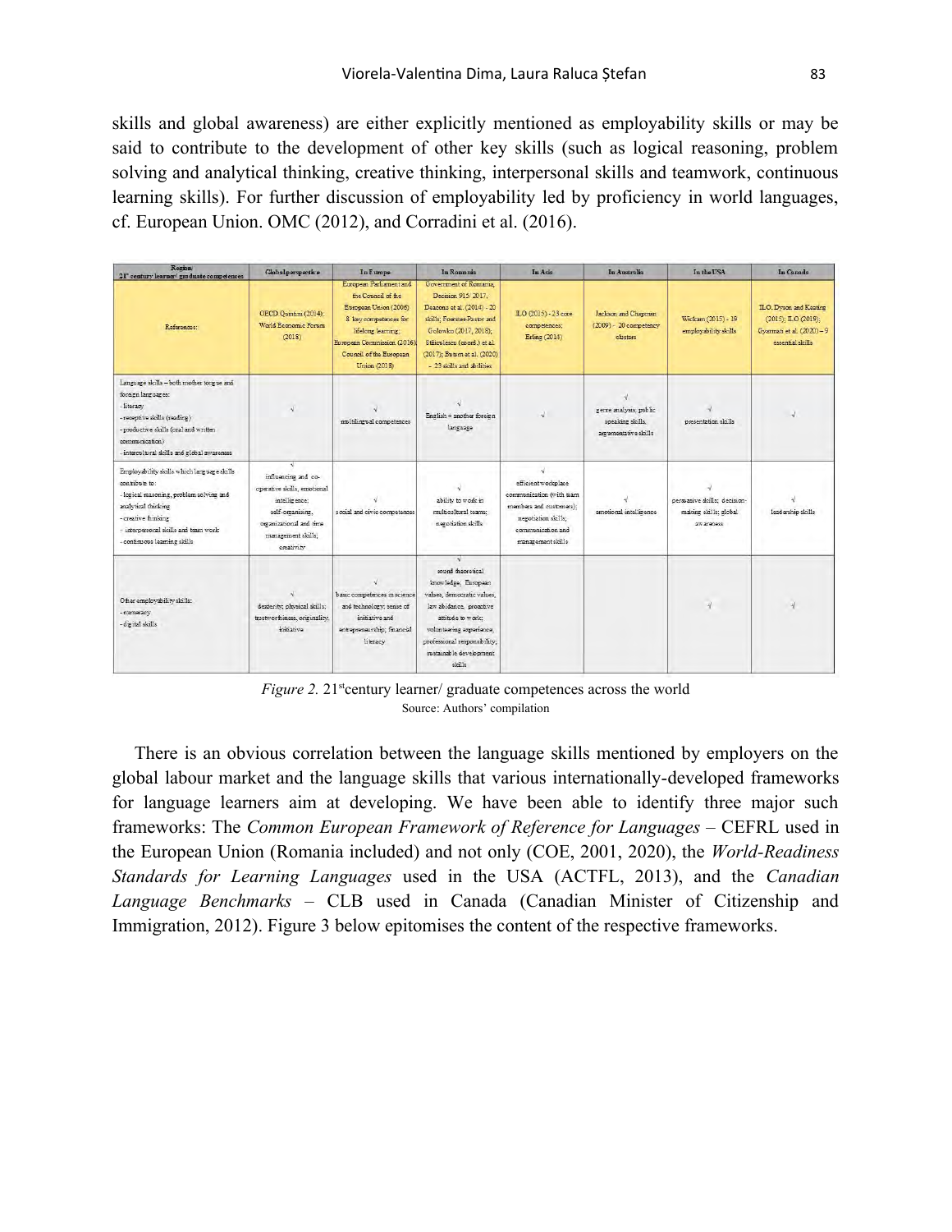skills and global awareness) are either explicitly mentioned as employability skills or may be said to contribute to the development of other key skills (such as logical reasoning, problem solving and analytical thinking, creative thinking, interpersonal skills and teamwork, continuous learning skills). For further discussion of employability led by proficiency in world languages, cf. European Union. OMC (2012), and Corradini et al. (2016).

| Region 21st century learner/ graduate competences | Global perspective | In Europe | In Romania | In Asia | In Australia | In the USA | In Canada |
|---|---|---|---|---|---|---|---|
| References: | OECD Qamrini (2014); World Economic Forum (2018) | European Parliament and the Council of the European Union (2006) 8 key competences for lifelong learning; European Commission (2016); Council of the European Union (2018) | Government of Romania, Decision 915/ 2017; Deaconu et al. (2014) - 20 skills; Foerster-Pastor and Golowko (2017, 2018); Stăiculescu (coord.) et al. (2017); Butum et al. (2020) – 23 skills and abilities | ILO (2015) - 23 core competences; Erling (2014) | Jackson and Chapman (2009) - 20 competency clusters | Wickam (2015) - 19 employability skills | ILO, Dyson and Keating (2015); ILO (2019); Gyarmati et al. (2020) – 9 essential skills |
| Language skills – both mother tongue and foreign languages: - literacy - receptive skills (reading) - productive skills (oral and written communication) - intercultural skills and global awareness | √ | √ multilingual competences | √ English + another foreign language | √ | √ genre analysis, public speaking skills, argumentative skills | √ presentation skills | √ |
| Employability skills which language skills contribute to: - logical reasoning, problem solving and analytical thinking - creative thinking - interpersonal skills and team work - continuous learning skills | √ influencing and co-operative skills, emotional intelligence; self-organizing, organizational and time management skills; creativity | √ social and civic competences | √ ability to work in multicultural teams; negotiation skills | √ efficient workplace communication (with team members and customers); negotiation skills; communication and management skills | √ emotional intelligence | √ persuasive skills; decision-making skills; global awareness | √ leadership skills |
| Other employability skills: - numeracy - digital skills | √ dexterity; physical skills; trustworthiness, originality, initiative | √ basic competences in science and technology; sense of initiative and entrepreneurship; financial literacy | √ sound theoretical knowledge; European values, democratic values, law abidance, proactive attitude to work; volunteering experience, professional responsibility; sustainable development skills | | | √ | √ |

*Figure 2.* 21st century learner/ graduate competences across the world
Source: Authors' compilation

There is an obvious correlation between the language skills mentioned by employers on the global labour market and the language skills that various internationally-developed frameworks for language learners aim at developing. We have been able to identify three major such frameworks: The *Common European Framework of Reference for Languages* – CEFRL used in the European Union (Romania included) and not only (COE, 2001, 2020), the *World-Readiness Standards for Learning Languages* used in the USA (ACTFL, 2013), and the *Canadian Language Benchmarks* – CLB used in Canada (Canadian Minister of Citizenship and Immigration, 2012). Figure 3 below epitomises the content of the respective frameworks.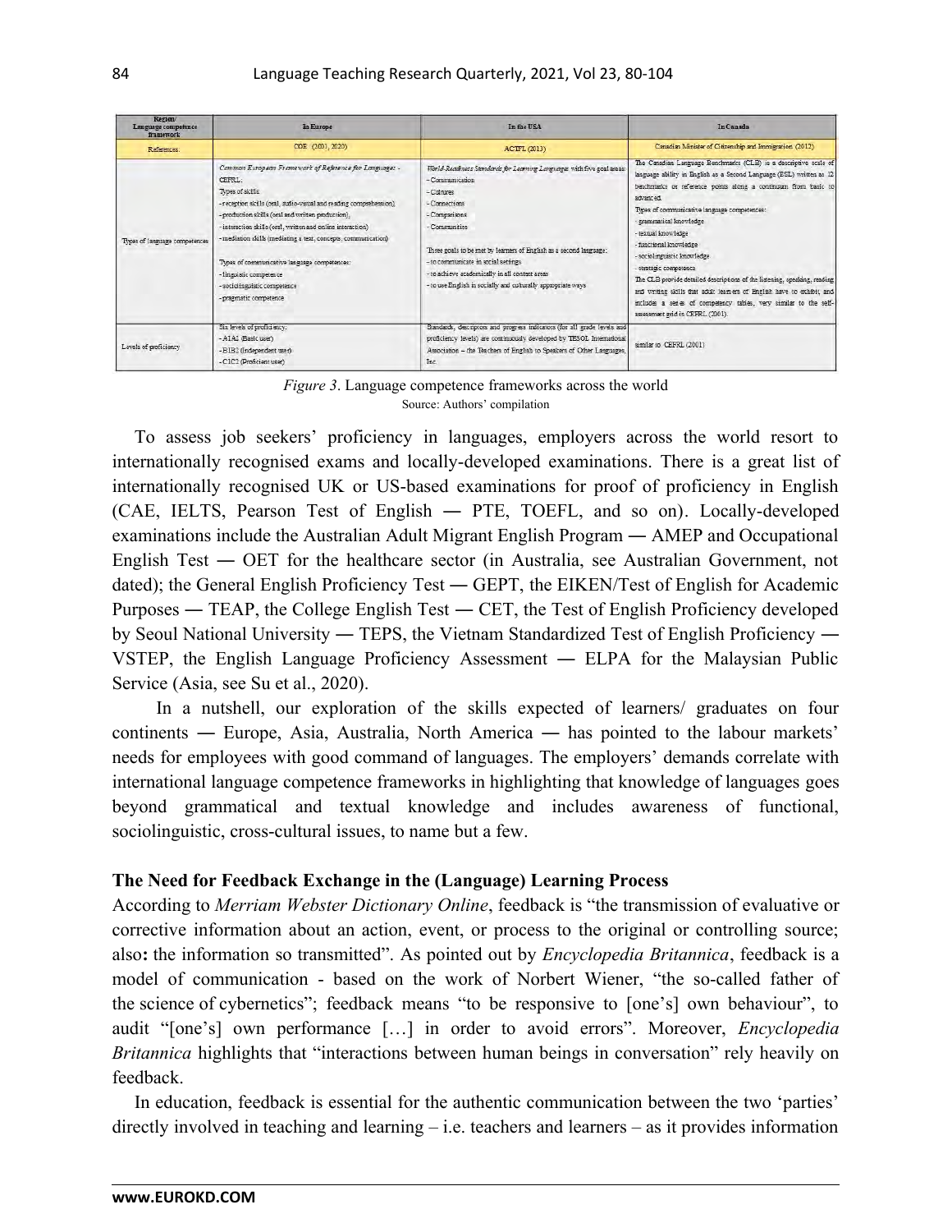| Region/ Language competence framework | In Europe | In the USA | In Canada |
|---|---|---|---|
| References: | COE (2001, 2020) | ACTFL (2013) | Canadian Minister of Citizenship and Immigration (2012) |
| Types of language competences | *Common European Framework of Reference for Languages* - CEFRL:<br>Types of skills:<br>- reception skills (oral, audio-visual and reading comprehension)<br>- production skills (oral and written production),<br>- interaction skills (oral, written and online interaction)<br>- mediation skills (mediating a text, concepts, communication)<br><br>Types of communicative language competences:<br>- linguistic competence<br>- sociolinguistic competence<br>- pragmatic competence | *World-Readiness Standards for Learning Languages* with five goal areas:<br>- Communication<br>- Cultures<br>- Connections<br>- Comparisons<br>- Communities<br><br>Three goals to be met by learners of English as a second language:<br>- to communicate in social settings<br>- to achieve academically in all content areas<br>- to use English in socially and culturally appropriate ways | The Canadian Language Benchmarks (CLB) is a descriptive scale of language ability in English as a Second Language (ESL) written as 12 benchmarks or reference points along a continuum from basic to advanced.<br>Types of communicative language competences:<br>- grammatical knowledge<br>- textual knowledge<br>- functional knowledge<br>- sociolinguistic knowledge<br>- strategic competence<br>The CLB provide detailed descriptions of the listening, speaking, reading and writing skills that adult learners of English have to exhibit, and includes a series of competency tables, very similar to the self-assessment grid in CEFRL (2001). |
| Levels of proficiency | Six levels of proficiency:<br>- A1A2 (Basic user)<br>- B1B2 (Independent user)<br>- C1C2 (Proficient user) | Standards, descriptors and progress indicators (for all grade levels and proficiency levels) are continuously developed by TESOL International Association – the Teachers of English to Speakers of Other Languages, Inc. | similar to CEFRL (2001) |

*Figure 3*. Language competence frameworks across the world
Source: Authors' compilation

To assess job seekers' proficiency in languages, employers across the world resort to internationally recognised exams and locally-developed examinations. There is a great list of internationally recognised UK or US-based examinations for proof of proficiency in English (CAE, IELTS, Pearson Test of English ― PTE, TOEFL, and so on). Locally-developed examinations include the Australian Adult Migrant English Program ― AMEP and Occupational English Test ― OET for the healthcare sector (in Australia, see Australian Government, not dated); the General English Proficiency Test ― GEPT, the EIKEN/Test of English for Academic Purposes ― TEAP, the College English Test ― CET, the Test of English Proficiency developed by Seoul National University ― TEPS, the Vietnam Standardized Test of English Proficiency ― VSTEP, the English Language Proficiency Assessment ― ELPA for the Malaysian Public Service (Asia, see Su et al., 2020).

In a nutshell, our exploration of the skills expected of learners/ graduates on four continents ― Europe, Asia, Australia, North America ― has pointed to the labour markets' needs for employees with good command of languages. The employers' demands correlate with international language competence frameworks in highlighting that knowledge of languages goes beyond grammatical and textual knowledge and includes awareness of functional, sociolinguistic, cross-cultural issues, to name but a few.

### The Need for Feedback Exchange in the (Language) Learning Process

According to *Merriam Webster Dictionary Online*, feedback is "the transmission of evaluative or corrective information about an action, event, or process to the original or controlling source; also**:** the information so transmitted". As pointed out by *Encyclopedia Britannica*, feedback is a model of communication - based on the work of Norbert Wiener, "the so-called father of the science of cybernetics"; feedback means "to be responsive to [one's] own behaviour", to audit "[one's] own performance […] in order to avoid errors". Moreover, *Encyclopedia Britannica* highlights that "interactions between human beings in conversation" rely heavily on feedback.

In education, feedback is essential for the authentic communication between the two 'parties' directly involved in teaching and learning – i.e. teachers and learners – as it provides information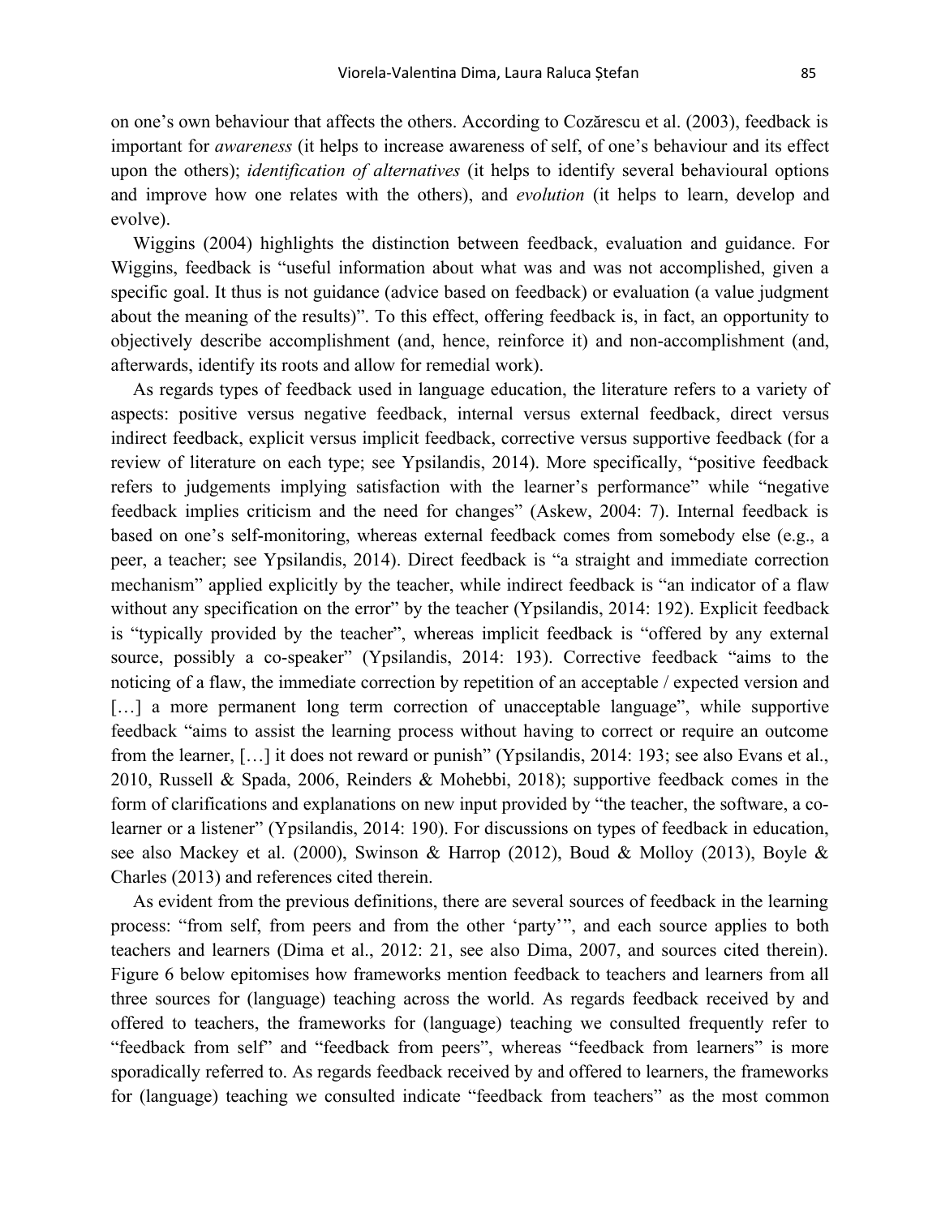on one's own behaviour that affects the others. According to Cozărescu et al. (2003), feedback is important for *awareness* (it helps to increase awareness of self, of one's behaviour and its effect upon the others); *identification of alternatives* (it helps to identify several behavioural options and improve how one relates with the others), and *evolution* (it helps to learn, develop and evolve).

Wiggins (2004) highlights the distinction between feedback, evaluation and guidance. For Wiggins, feedback is "useful information about what was and was not accomplished, given a specific goal. It thus is not guidance (advice based on feedback) or evaluation (a value judgment about the meaning of the results)". To this effect, offering feedback is, in fact, an opportunity to objectively describe accomplishment (and, hence, reinforce it) and non-accomplishment (and, afterwards, identify its roots and allow for remedial work).

As regards types of feedback used in language education, the literature refers to a variety of aspects: positive versus negative feedback, internal versus external feedback, direct versus indirect feedback, explicit versus implicit feedback, corrective versus supportive feedback (for a review of literature on each type; see Ypsilandis, 2014). More specifically, "positive feedback refers to judgements implying satisfaction with the learner's performance" while "negative feedback implies criticism and the need for changes" (Askew, 2004: 7). Internal feedback is based on one's self-monitoring, whereas external feedback comes from somebody else (e.g., a peer, a teacher; see Ypsilandis, 2014). Direct feedback is "a straight and immediate correction mechanism" applied explicitly by the teacher, while indirect feedback is "an indicator of a flaw without any specification on the error" by the teacher (Ypsilandis, 2014: 192). Explicit feedback is "typically provided by the teacher", whereas implicit feedback is "offered by any external source, possibly a co-speaker" (Ypsilandis, 2014: 193). Corrective feedback "aims to the noticing of a flaw, the immediate correction by repetition of an acceptable / expected version and […] a more permanent long term correction of unacceptable language", while supportive feedback "aims to assist the learning process without having to correct or require an outcome from the learner, […] it does not reward or punish" (Ypsilandis, 2014: 193; see also Evans et al., 2010, Russell & Spada, 2006, Reinders & Mohebbi, 2018); supportive feedback comes in the form of clarifications and explanations on new input provided by "the teacher, the software, a co-learner or a listener" (Ypsilandis, 2014: 190). For discussions on types of feedback in education, see also Mackey et al. (2000), Swinson & Harrop (2012), Boud & Molloy (2013), Boyle & Charles (2013) and references cited therein.

As evident from the previous definitions, there are several sources of feedback in the learning process: "from self, from peers and from the other 'party'", and each source applies to both teachers and learners (Dima et al., 2012: 21, see also Dima, 2007, and sources cited therein). Figure 6 below epitomises how frameworks mention feedback to teachers and learners from all three sources for (language) teaching across the world. As regards feedback received by and offered to teachers, the frameworks for (language) teaching we consulted frequently refer to "feedback from self" and "feedback from peers", whereas "feedback from learners" is more sporadically referred to. As regards feedback received by and offered to learners, the frameworks for (language) teaching we consulted indicate "feedback from teachers" as the most common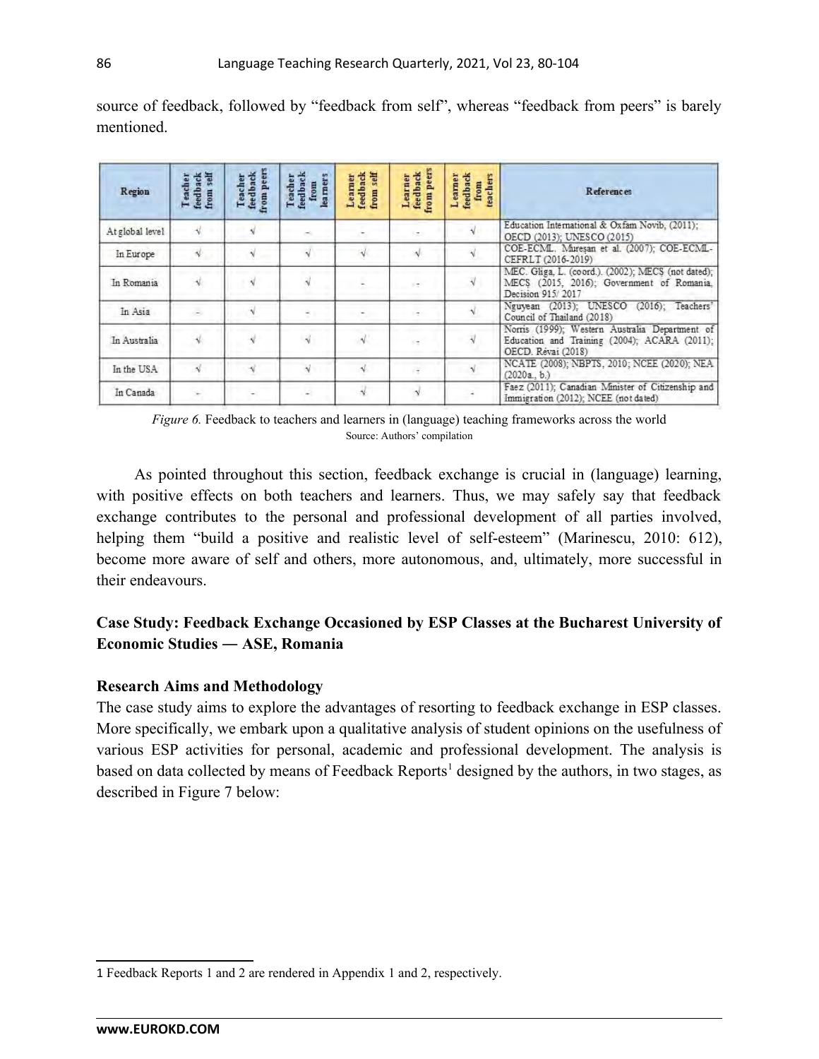source of feedback, followed by "feedback from self", whereas "feedback from peers" is barely mentioned.

| Region | Teacher feedback from self | Teacher feedback from peers | Teacher feedback from learners | Learner feedback from self | Learner feedback from peers | Learner feedback from teachers | References |
|---|---|---|---|---|---|---|---|
| At global level | √ | √ | - | - | - | √ | Education International & Oxfam Novib, (2011); OECD (2013); UNESCO (2015) |
| In Europe | √ | √ | √ | √ | √ | √ | COE-ECML. Mureşan et al. (2007); COE-ECML-CEFRLT (2016-2019) |
| In Romania | √ | √ | √ | - | - | √ | MEC. Gliga, L. (coord.). (2002); MECŞ (not dated); MECŞ (2015, 2016); Government of Romania, Decision 915/ 2017 |
| In Asia | - | √ | - | - | - | √ | Nguyean (2013); UNESCO (2016); Teachers' Council of Thailand (2018) |
| In Australia | √ | √ | √ | √ | - | √ | Norris (1999); Western Australia Department of Education and Training (2004); ACARA (2011); OECD. Révai (2018) |
| In the USA | √ | √ | √ | √ | - | √ | NCATE (2008); NBPTS, 2010; NCEE (2020); NEA (2020a., b.) |
| In Canada | - | - | - | √ | √ | - | Faez (2011); Canadian Minister of Citizenship and Immigration (2012); NCEE (not dated) |

*Figure 6.* Feedback to teachers and learners in (language) teaching frameworks across the world
Source: Authors' compilation

As pointed throughout this section, feedback exchange is crucial in (language) learning, with positive effects on both teachers and learners. Thus, we may safely say that feedback exchange contributes to the personal and professional development of all parties involved, helping them "build a positive and realistic level of self-esteem" (Marinescu, 2010: 612), become more aware of self and others, more autonomous, and, ultimately, more successful in their endeavours.

## Case Study: Feedback Exchange Occasioned by ESP Classes at the Bucharest University of Economic Studies ― ASE, Romania

### Research Aims and Methodology

The case study aims to explore the advantages of resorting to feedback exchange in ESP classes. More specifically, we embark upon a qualitative analysis of student opinions on the usefulness of various ESP activities for personal, academic and professional development. The analysis is based on data collected by means of Feedback Reports[1] designed by the authors, in two stages, as described in Figure 7 below:

[1] Feedback Reports 1 and 2 are rendered in Appendix 1 and 2, respectively.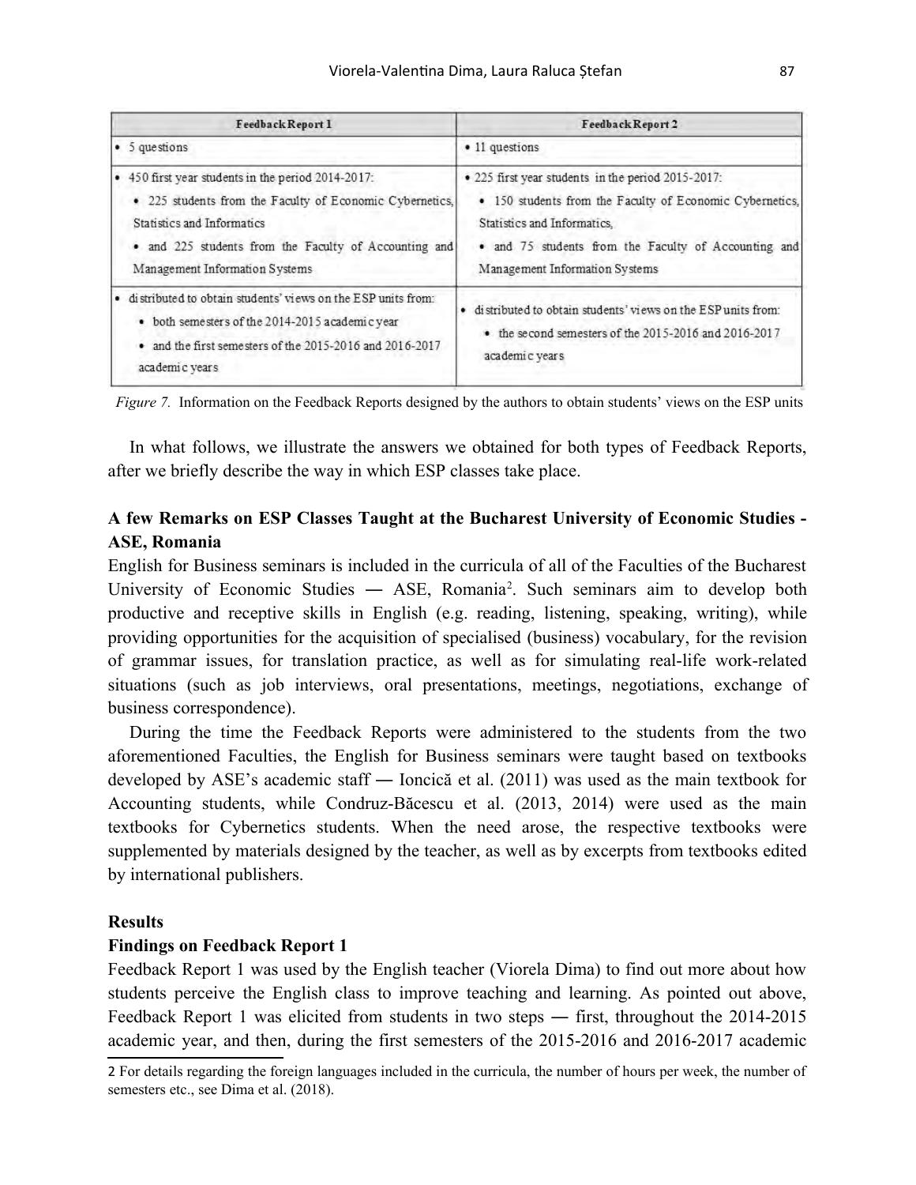| Feedback Report 1 | Feedback Report 2 |
|---|---|
| • 5 questions | • 11 questions |
| • 450 first year students in the period 2014-2017: • 225 students from the Faculty of Economic Cybernetics, Statistics and Informatics • and 225 students from the Faculty of Accounting and Management Information Systems | • 225 first year students in the period 2015-2017: • 150 students from the Faculty of Economic Cybernetics, Statistics and Informatics, • and 75 students from the Faculty of Accounting and Management Information Systems |
| • distributed to obtain students' views on the ESP units from: • both semesters of the 2014-2015 academic year • and the first semesters of the 2015-2016 and 2016-2017 academic years | • distributed to obtain students' views on the ESP units from: • the second semesters of the 2015-2016 and 2016-2017 academic years |

*Figure 7.* Information on the Feedback Reports designed by the authors to obtain students' views on the ESP units

In what follows, we illustrate the answers we obtained for both types of Feedback Reports, after we briefly describe the way in which ESP classes take place.

## A few Remarks on ESP Classes Taught at the Bucharest University of Economic Studies - ASE, Romania

English for Business seminars is included in the curricula of all of the Faculties of the Bucharest University of Economic Studies ― ASE, Romania[2]. Such seminars aim to develop both productive and receptive skills in English (e.g. reading, listening, speaking, writing), while providing opportunities for the acquisition of specialised (business) vocabulary, for the revision of grammar issues, for translation practice, as well as for simulating real-life work-related situations (such as job interviews, oral presentations, meetings, negotiations, exchange of business correspondence).

During the time the Feedback Reports were administered to the students from the two aforementioned Faculties, the English for Business seminars were taught based on textbooks developed by ASE's academic staff ― Ioncică et al. (2011) was used as the main textbook for Accounting students, while Condruz-Băcescu et al. (2013, 2014) were used as the main textbooks for Cybernetics students. When the need arose, the respective textbooks were supplemented by materials designed by the teacher, as well as by excerpts from textbooks edited by international publishers.

## Results

### Findings on Feedback Report 1

Feedback Report 1 was used by the English teacher (Viorela Dima) to find out more about how students perceive the English class to improve teaching and learning. As pointed out above, Feedback Report 1 was elicited from students in two steps ― first, throughout the 2014-2015 academic year, and then, during the first semesters of the 2015-2016 and 2016-2017 academic

2 For details regarding the foreign languages included in the curricula, the number of hours per week, the number of semesters etc., see Dima et al. (2018).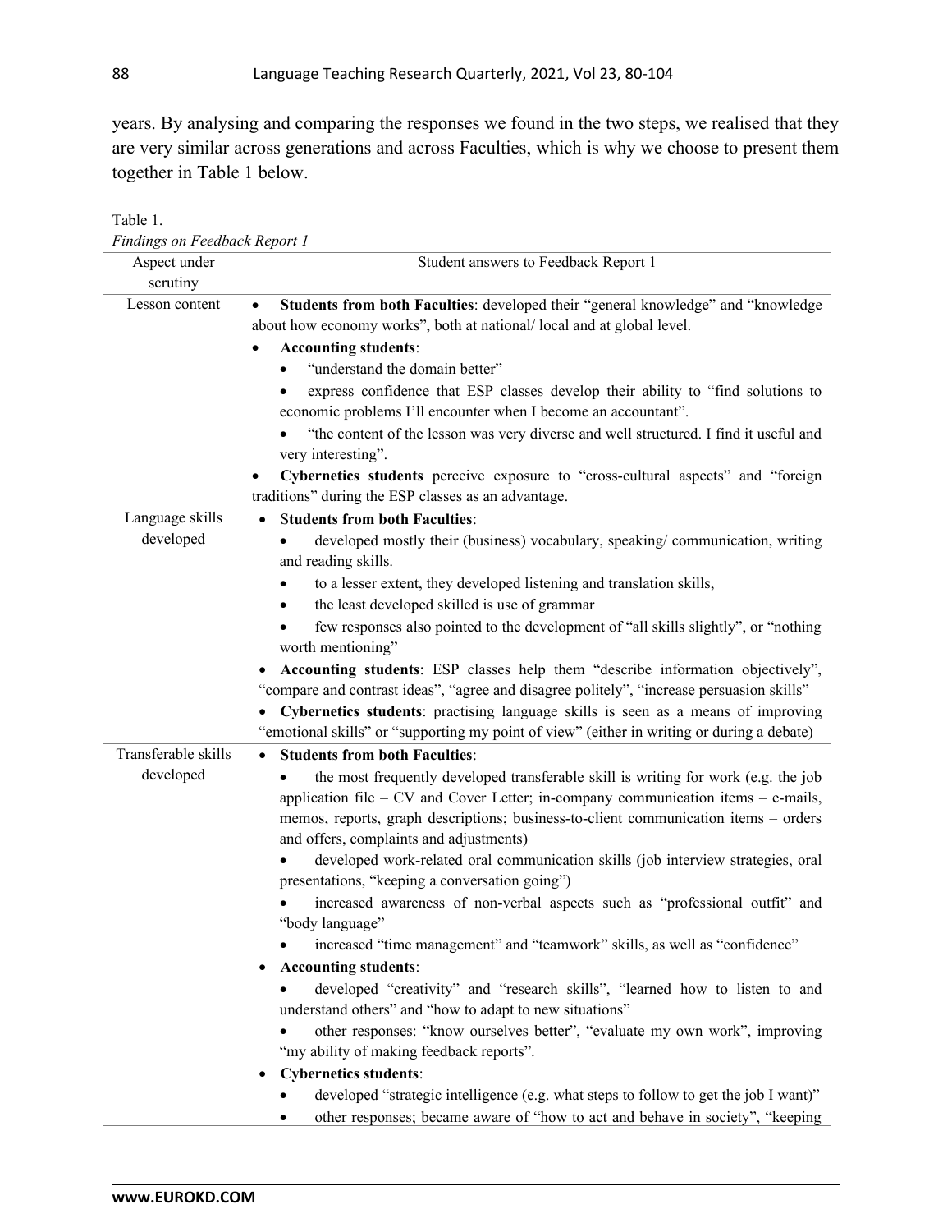years. By analysing and comparing the responses we found in the two steps, we realised that they are very similar across generations and across Faculties, which is why we choose to present them together in Table 1 below.

Table 1.
*Findings on Feedback Report 1*

| Aspect under scrutiny | Student answers to Feedback Report 1 |
|---|---|
| Lesson content | • **Students from both Faculties**: developed their "general knowledge" and "knowledge about how economy works", both at national/ local and at global level.<br>• **Accounting students**:<br>  • "understand the domain better"<br>  • express confidence that ESP classes develop their ability to "find solutions to economic problems I'll encounter when I become an accountant".<br>  • "the content of the lesson was very diverse and well structured. I find it useful and very interesting".<br>• **Cybernetics students** perceive exposure to "cross-cultural aspects" and "foreign traditions" during the ESP classes as an advantage. |
| Language skills developed | • **Students from both Faculties**:<br>  • developed mostly their (business) vocabulary, speaking/ communication, writing and reading skills.<br>  • to a lesser extent, they developed listening and translation skills,<br>  • the least developed skilled is use of grammar<br>  • few responses also pointed to the development of "all skills slightly", or "nothing worth mentioning"<br>• **Accounting students**: ESP classes help them "describe information objectively", "compare and contrast ideas", "agree and disagree politely", "increase persuasion skills"<br>• **Cybernetics students**: practising language skills is seen as a means of improving "emotional skills" or "supporting my point of view" (either in writing or during a debate) |
| Transferable skills developed | • **Students from both Faculties**:<br>  • the most frequently developed transferable skill is writing for work (e.g. the job application file – CV and Cover Letter; in-company communication items – e-mails, memos, reports, graph descriptions; business-to-client communication items – orders and offers, complaints and adjustments)<br>  • developed work-related oral communication skills (job interview strategies, oral presentations, "keeping a conversation going")<br>  • increased awareness of non-verbal aspects such as "professional outfit" and "body language"<br>  • increased "time management" and "teamwork" skills, as well as "confidence"<br>• **Accounting students**:<br>  • developed "creativity" and "research skills", "learned how to listen to and understand others" and "how to adapt to new situations"<br>  • other responses: "know ourselves better", "evaluate my own work", improving "my ability of making feedback reports".<br>• **Cybernetics students**:<br>  • developed "strategic intelligence (e.g. what steps to follow to get the job I want)"<br>  • other responses; became aware of "how to act and behave in society", "keeping |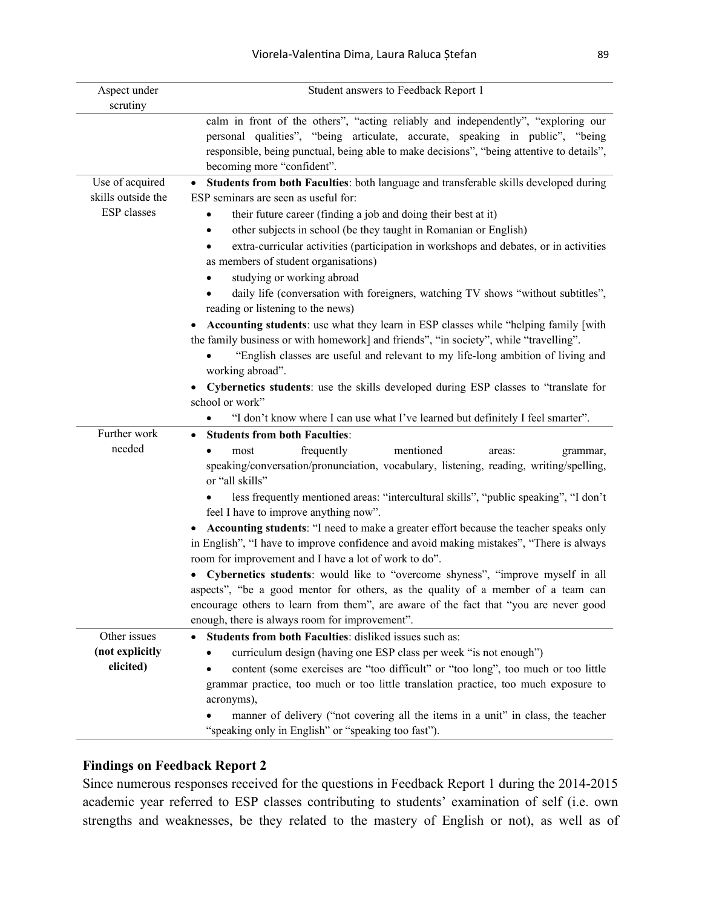| Aspect under scrutiny | Student answers to Feedback Report 1 |
|---|---|
| | calm in front of the others", "acting reliably and independently", "exploring our personal qualities", "being articulate, accurate, speaking in public", "being responsible, being punctual, being able to make decisions", "being attentive to details", becoming more "confident". |
| Use of acquired skills outside the ESP classes | • **Students from both Faculties**: both language and transferable skills developed during ESP seminars are seen as useful for: <br>• their future career (finding a job and doing their best at it) <br>• other subjects in school (be they taught in Romanian or English) <br>• extra-curricular activities (participation in workshops and debates, or in activities as members of student organisations) <br>• studying or working abroad <br>• daily life (conversation with foreigners, watching TV shows "without subtitles", reading or listening to the news) <br>• **Accounting students**: use what they learn in ESP classes while "helping family [with the family business or with homework] and friends", "in society", while "travelling". <br>• "English classes are useful and relevant to my life-long ambition of living and working abroad". <br>• **Cybernetics students**: use the skills developed during ESP classes to "translate for school or work" <br>• "I don't know where I can use what I've learned but definitely I feel smarter". |
| Further work needed | • **Students from both Faculties**: <br>• most frequently mentioned areas: grammar, speaking/conversation/pronunciation, vocabulary, listening, reading, writing/spelling, or "all skills" <br>• less frequently mentioned areas: "intercultural skills", "public speaking", "I don't feel I have to improve anything now". <br>• **Accounting students**: "I need to make a greater effort because the teacher speaks only in English", "I have to improve confidence and avoid making mistakes", "There is always room for improvement and I have a lot of work to do". <br>• **Cybernetics students**: would like to "overcome shyness", "improve myself in all aspects", "be a good mentor for others, as the quality of a member of a team can encourage others to learn from them", are aware of the fact that "you are never good enough, there is always room for improvement". |
| Other issues **(not explicitly elicited)** | • **Students from both Faculties**: disliked issues such as: <br>• curriculum design (having one ESP class per week "is not enough") <br>• content (some exercises are "too difficult" or "too long", too much or too little grammar practice, too much or too little translation practice, too much exposure to acronyms), <br>• manner of delivery ("not covering all the items in a unit" in class, the teacher "speaking only in English" or "speaking too fast"). |

### Findings on Feedback Report 2

Since numerous responses received for the questions in Feedback Report 1 during the 2014-2015 academic year referred to ESP classes contributing to students' examination of self (i.e. own strengths and weaknesses, be they related to the mastery of English or not), as well as of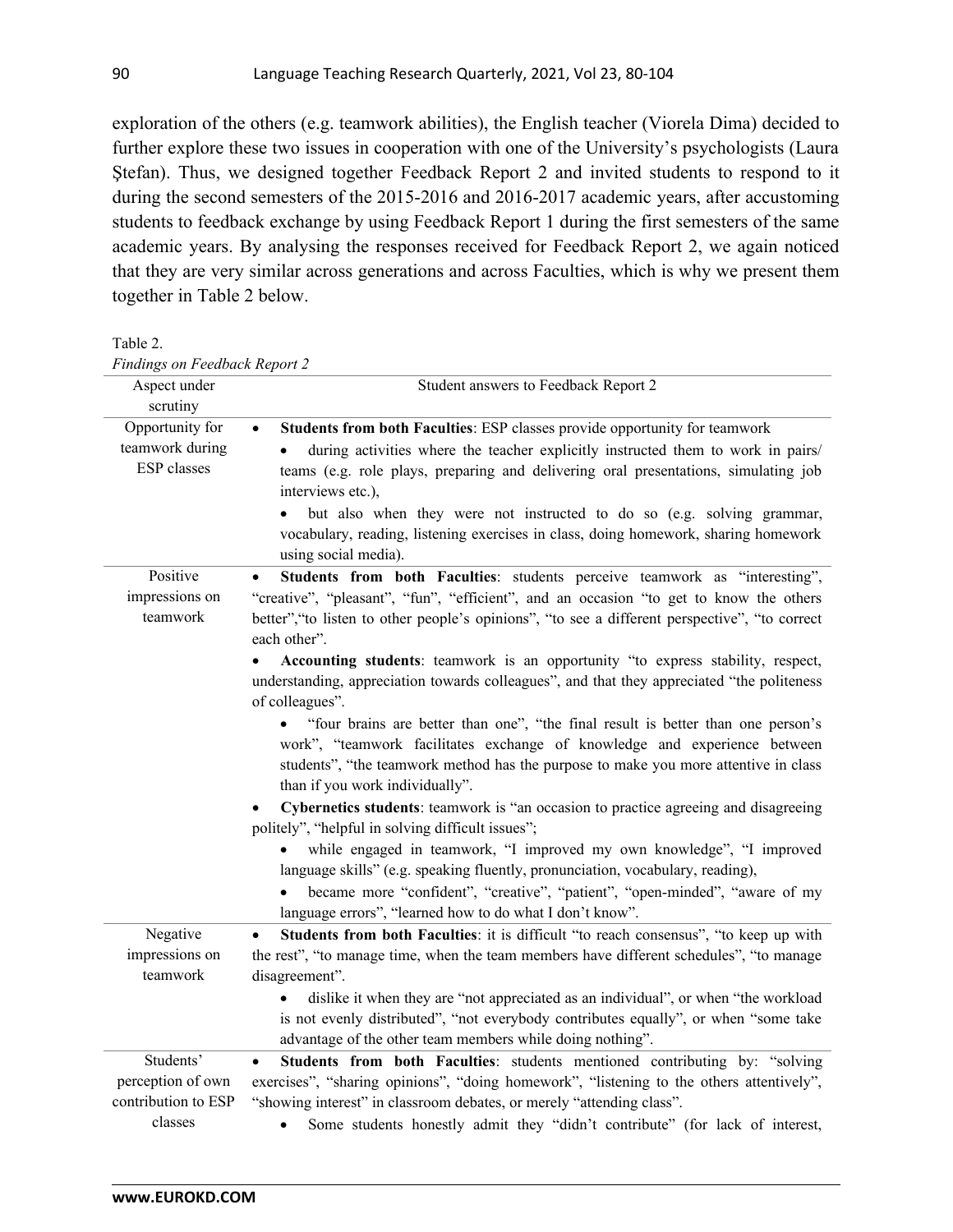exploration of the others (e.g. teamwork abilities), the English teacher (Viorela Dima) decided to further explore these two issues in cooperation with one of the University's psychologists (Laura Ștefan). Thus, we designed together Feedback Report 2 and invited students to respond to it during the second semesters of the 2015-2016 and 2016-2017 academic years, after accustoming students to feedback exchange by using Feedback Report 1 during the first semesters of the same academic years. By analysing the responses received for Feedback Report 2, we again noticed that they are very similar across generations and across Faculties, which is why we present them together in Table 2 below.

Table 2.
*Findings on Feedback Report 2*

| Aspect under scrutiny | Student answers to Feedback Report 2 |
|---|---|
| Opportunity for teamwork during ESP classes | • **Students from both Faculties**: ESP classes provide opportunity for teamwork <br> • during activities where the teacher explicitly instructed them to work in pairs/ teams (e.g. role plays, preparing and delivering oral presentations, simulating job interviews etc.), <br> • but also when they were not instructed to do so (e.g. solving grammar, vocabulary, reading, listening exercises in class, doing homework, sharing homework using social media). |
| Positive impressions on teamwork | • **Students from both Faculties**: students perceive teamwork as "interesting", "creative", "pleasant", "fun", "efficient", and an occasion "to get to know the others better","to listen to other people's opinions", "to see a different perspective", "to correct each other". <br> • **Accounting students**: teamwork is an opportunity "to express stability, respect, understanding, appreciation towards colleagues", and that they appreciated "the politeness of colleagues". <br> • "four brains are better than one", "the final result is better than one person's work", "teamwork facilitates exchange of knowledge and experience between students", "the teamwork method has the purpose to make you more attentive in class than if you work individually". <br> • **Cybernetics students**: teamwork is "an occasion to practice agreeing and disagreeing politely", "helpful in solving difficult issues"; <br> • while engaged in teamwork, "I improved my own knowledge", "I improved language skills" (e.g. speaking fluently, pronunciation, vocabulary, reading), <br> • became more "confident", "creative", "patient", "open-minded", "aware of my language errors", "learned how to do what I don't know". |
| Negative impressions on teamwork | • **Students from both Faculties**: it is difficult "to reach consensus", "to keep up with the rest", "to manage time, when the team members have different schedules", "to manage disagreement". <br> • dislike it when they are "not appreciated as an individual", or when "the workload is not evenly distributed", "not everybody contributes equally", or when "some take advantage of the other team members while doing nothing". |
| Students' perception of own contribution to ESP classes | • **Students from both Faculties**: students mentioned contributing by: "solving exercises", "sharing opinions", "doing homework", "listening to the others attentively", "showing interest" in classroom debates, or merely "attending class". <br> • Some students honestly admit they "didn't contribute" (for lack of interest, |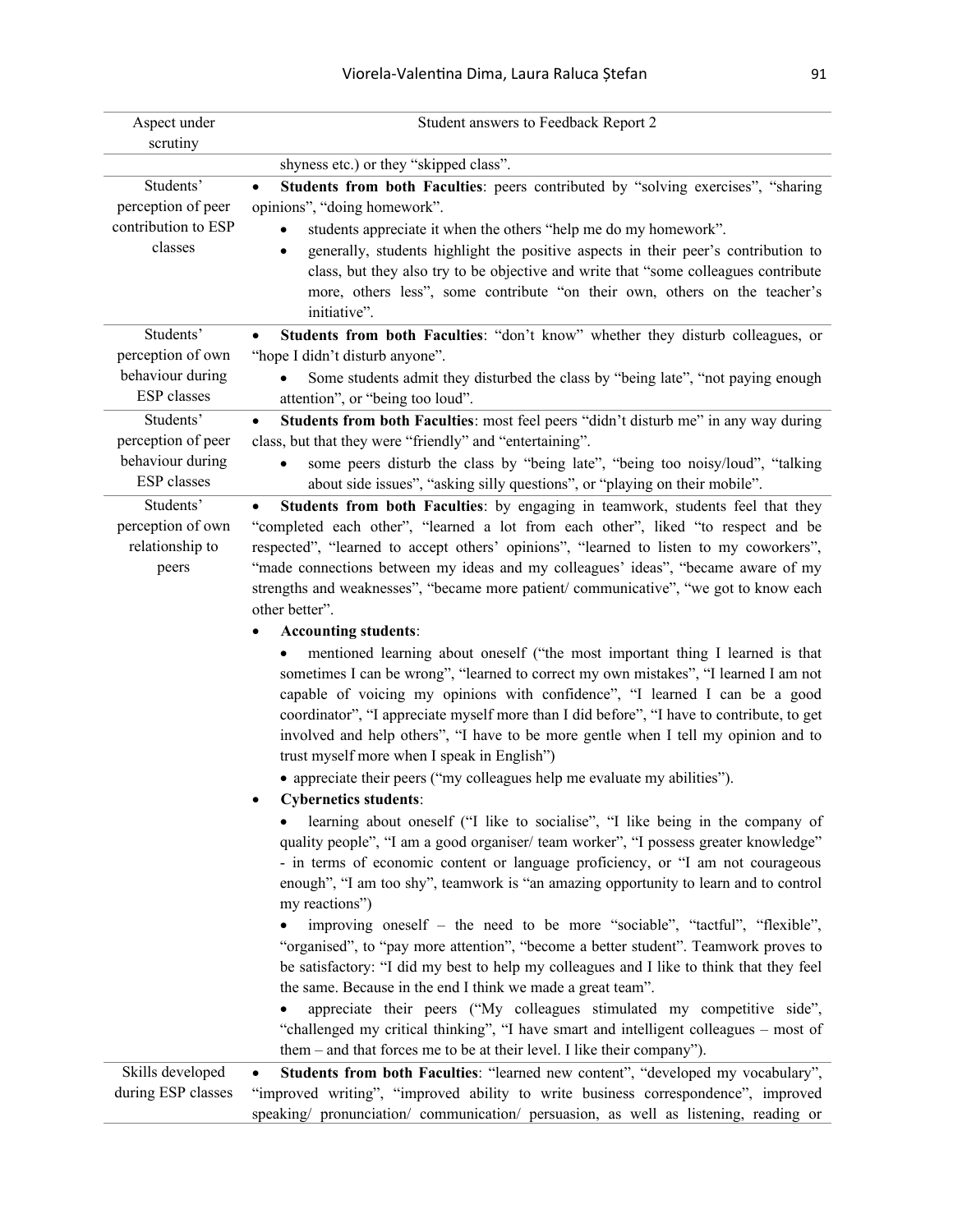| Aspect under scrutiny | Student answers to Feedback Report 2 |
|---|---|
| | shyness etc.) or they "skipped class". |
| Students' perception of peer contribution to ESP classes | • **Students from both Faculties**: peers contributed by "solving exercises", "sharing opinions", "doing homework".<br>• students appreciate it when the others "help me do my homework".<br>• generally, students highlight the positive aspects in their peer's contribution to class, but they also try to be objective and write that "some colleagues contribute more, others less", some contribute "on their own, others on the teacher's initiative". |
| Students' perception of own behaviour during ESP classes | • **Students from both Faculties**: "don't know" whether they disturb colleagues, or "hope I didn't disturb anyone".<br>• Some students admit they disturbed the class by "being late", "not paying enough attention", or "being too loud". |
| Students' perception of peer behaviour during ESP classes | • **Students from both Faculties**: most feel peers "didn't disturb me" in any way during class, but that they were "friendly" and "entertaining".<br>• some peers disturb the class by "being late", "being too noisy/loud", "talking about side issues", "asking silly questions", or "playing on their mobile". |
| Students' perception of own relationship to peers | • **Students from both Faculties**: by engaging in teamwork, students feel that they "completed each other", "learned a lot from each other", liked "to respect and be respected", "learned to accept others' opinions", "learned to listen to my coworkers", "made connections between my ideas and my colleagues' ideas", "became aware of my strengths and weaknesses", "became more patient/ communicative", "we got to know each other better".<br>• **Accounting students**:<br>• mentioned learning about oneself ("the most important thing I learned is that sometimes I can be wrong", "learned to correct my own mistakes", "I learned I am not capable of voicing my opinions with confidence", "I learned I can be a good coordinator", "I appreciate myself more than I did before", "I have to contribute, to get involved and help others", "I have to be more gentle when I tell my opinion and to trust myself more when I speak in English")<br>• appreciate their peers ("my colleagues help me evaluate my abilities").<br>• **Cybernetics students**:<br>• learning about oneself ("I like to socialise", "I like being in the company of quality people", "I am a good organiser/ team worker", "I possess greater knowledge" - in terms of economic content or language proficiency, or "I am not courageous enough", "I am too shy", teamwork is "an amazing opportunity to learn and to control my reactions")<br>• improving oneself – the need to be more "sociable", "tactful", "flexible", "organised", to "pay more attention", "become a better student". Teamwork proves to be satisfactory: "I did my best to help my colleagues and I like to think that they feel the same. Because in the end I think we made a great team".<br>• appreciate their peers ("My colleagues stimulated my competitive side", "challenged my critical thinking", "I have smart and intelligent colleagues – most of them – and that forces me to be at their level. I like their company"). |
| Skills developed during ESP classes | • **Students from both Faculties**: "learned new content", "developed my vocabulary", "improved writing", "improved ability to write business correspondence", improved speaking/ pronunciation/ communication/ persuasion, as well as listening, reading or |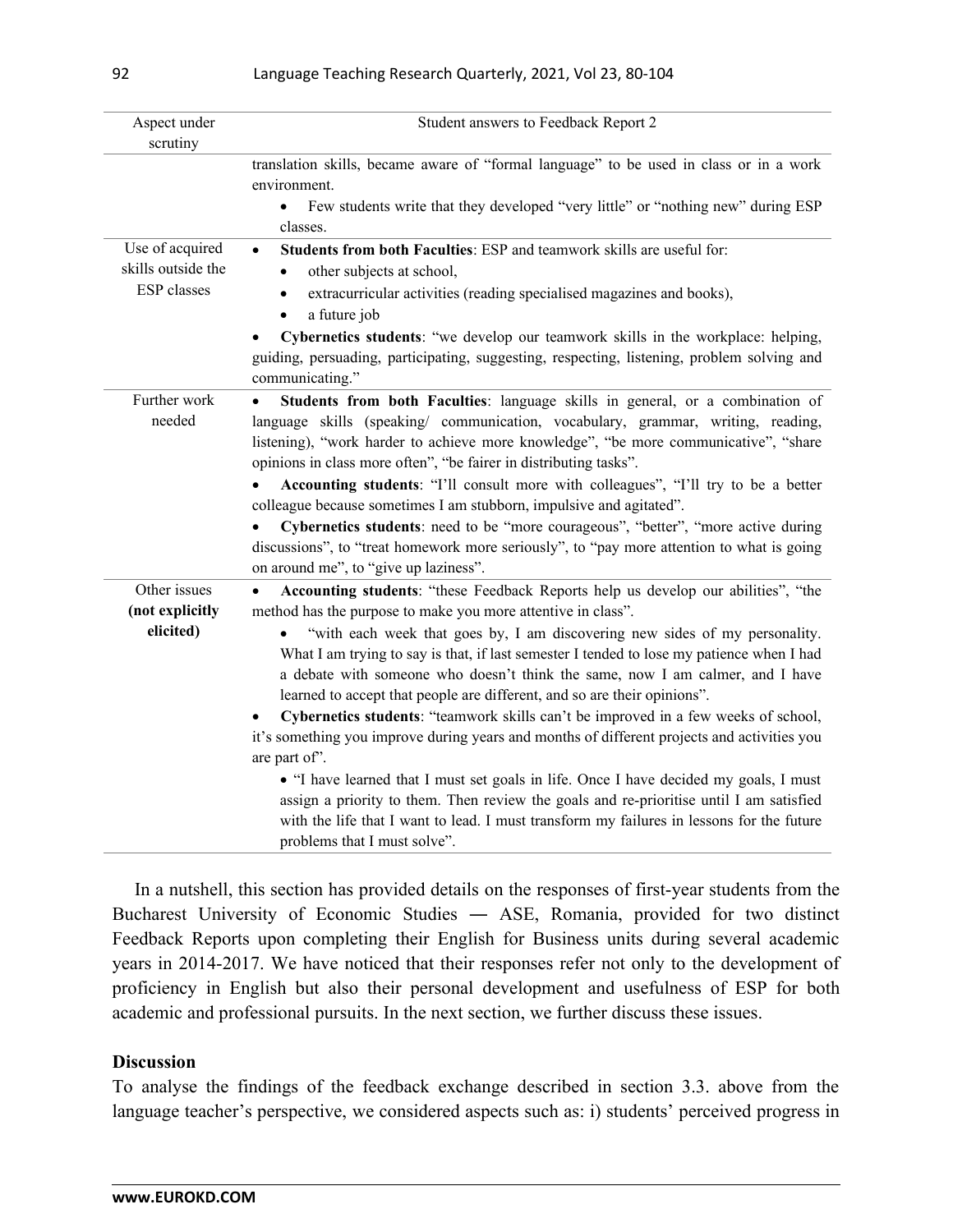| Aspect under scrutiny | Student answers to Feedback Report 2 |
|---|---|
| | translation skills, became aware of "formal language" to be used in class or in a work environment.<br>• Few students write that they developed "very little" or "nothing new" during ESP classes. |
| Use of acquired skills outside the ESP classes | • **Students from both Faculties**: ESP and teamwork skills are useful for:<br>• other subjects at school,<br>• extracurricular activities (reading specialised magazines and books),<br>• a future job<br>• **Cybernetics students**: "we develop our teamwork skills in the workplace: helping, guiding, persuading, participating, suggesting, respecting, listening, problem solving and communicating." |
| Further work needed | • **Students from both Faculties**: language skills in general, or a combination of language skills (speaking/ communication, vocabulary, grammar, writing, reading, listening), "work harder to achieve more knowledge", "be more communicative", "share opinions in class more often", "be fairer in distributing tasks".<br>• **Accounting students**: "I'll consult more with colleagues", "I'll try to be a better colleague because sometimes I am stubborn, impulsive and agitated".<br>• **Cybernetics students**: need to be "more courageous", "better", "more active during discussions", to "treat homework more seriously", to "pay more attention to what is going on around me", to "give up laziness". |
| Other issues **(not explicitly elicited)** | • **Accounting students**: "these Feedback Reports help us develop our abilities", "the method has the purpose to make you more attentive in class".<br>• "with each week that goes by, I am discovering new sides of my personality. What I am trying to say is that, if last semester I tended to lose my patience when I had a debate with someone who doesn't think the same, now I am calmer, and I have learned to accept that people are different, and so are their opinions".<br>• **Cybernetics students**: "teamwork skills can't be improved in a few weeks of school, it's something you improve during years and months of different projects and activities you are part of".<br>• "I have learned that I must set goals in life. Once I have decided my goals, I must assign a priority to them. Then review the goals and re-prioritise until I am satisfied with the life that I want to lead. I must transform my failures in lessons for the future problems that I must solve". |

In a nutshell, this section has provided details on the responses of first-year students from the Bucharest University of Economic Studies ― ASE, Romania, provided for two distinct Feedback Reports upon completing their English for Business units during several academic years in 2014-2017. We have noticed that their responses refer not only to the development of proficiency in English but also their personal development and usefulness of ESP for both academic and professional pursuits. In the next section, we further discuss these issues.

## Discussion

To analyse the findings of the feedback exchange described in section 3.3. above from the language teacher's perspective, we considered aspects such as: i) students' perceived progress in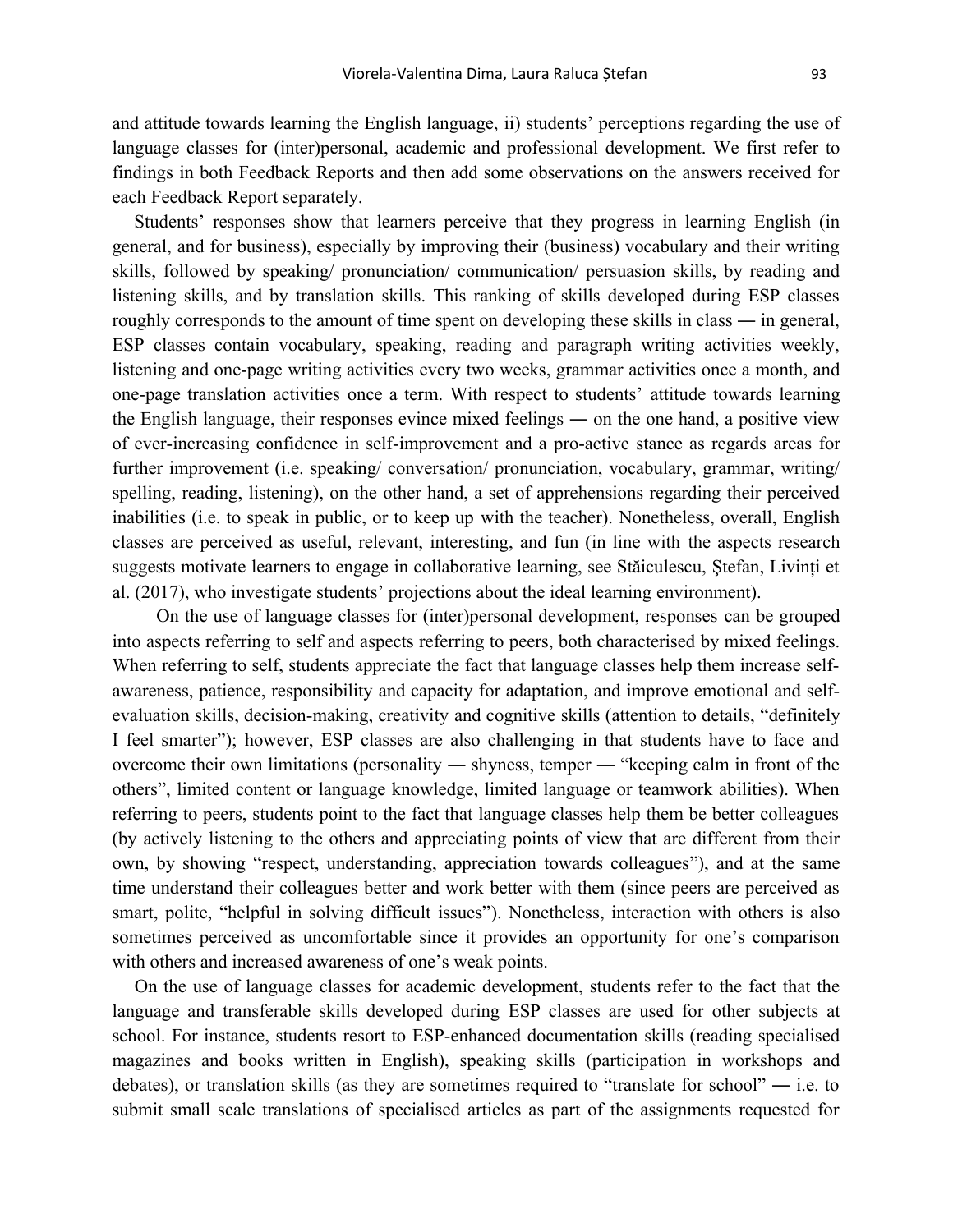and attitude towards learning the English language, ii) students' perceptions regarding the use of language classes for (inter)personal, academic and professional development. We first refer to findings in both Feedback Reports and then add some observations on the answers received for each Feedback Report separately.

Students' responses show that learners perceive that they progress in learning English (in general, and for business), especially by improving their (business) vocabulary and their writing skills, followed by speaking/ pronunciation/ communication/ persuasion skills, by reading and listening skills, and by translation skills. This ranking of skills developed during ESP classes roughly corresponds to the amount of time spent on developing these skills in class ― in general, ESP classes contain vocabulary, speaking, reading and paragraph writing activities weekly, listening and one-page writing activities every two weeks, grammar activities once a month, and one-page translation activities once a term. With respect to students' attitude towards learning the English language, their responses evince mixed feelings ― on the one hand, a positive view of ever-increasing confidence in self-improvement and a pro-active stance as regards areas for further improvement (i.e. speaking/ conversation/ pronunciation, vocabulary, grammar, writing/ spelling, reading, listening), on the other hand, a set of apprehensions regarding their perceived inabilities (i.e. to speak in public, or to keep up with the teacher). Nonetheless, overall, English classes are perceived as useful, relevant, interesting, and fun (in line with the aspects research suggests motivate learners to engage in collaborative learning, see Stăiculescu, Ștefan, Livinți et al. (2017), who investigate students' projections about the ideal learning environment).

On the use of language classes for (inter)personal development, responses can be grouped into aspects referring to self and aspects referring to peers, both characterised by mixed feelings. When referring to self, students appreciate the fact that language classes help them increase self-awareness, patience, responsibility and capacity for adaptation, and improve emotional and self-evaluation skills, decision-making, creativity and cognitive skills (attention to details, "definitely I feel smarter"); however, ESP classes are also challenging in that students have to face and overcome their own limitations (personality ― shyness, temper ― "keeping calm in front of the others", limited content or language knowledge, limited language or teamwork abilities). When referring to peers, students point to the fact that language classes help them be better colleagues (by actively listening to the others and appreciating points of view that are different from their own, by showing "respect, understanding, appreciation towards colleagues"), and at the same time understand their colleagues better and work better with them (since peers are perceived as smart, polite, "helpful in solving difficult issues"). Nonetheless, interaction with others is also sometimes perceived as uncomfortable since it provides an opportunity for one's comparison with others and increased awareness of one's weak points.

On the use of language classes for academic development, students refer to the fact that the language and transferable skills developed during ESP classes are used for other subjects at school. For instance, students resort to ESP-enhanced documentation skills (reading specialised magazines and books written in English), speaking skills (participation in workshops and debates), or translation skills (as they are sometimes required to "translate for school" ― i.e. to submit small scale translations of specialised articles as part of the assignments requested for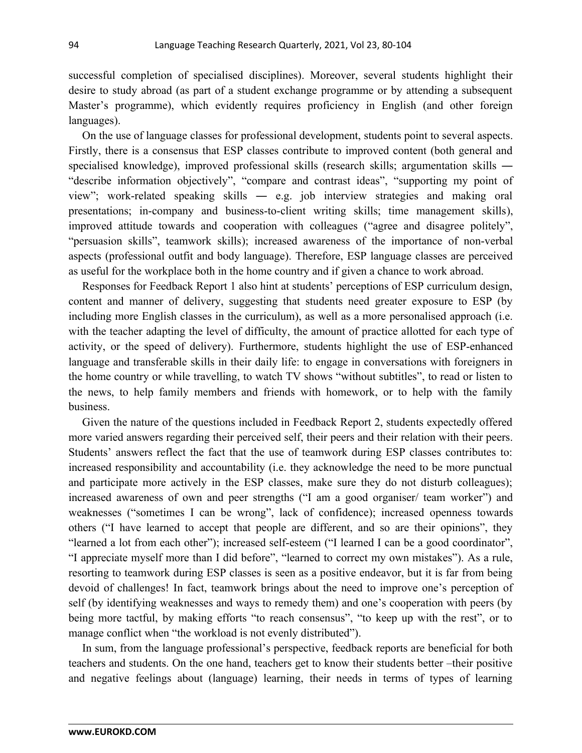successful completion of specialised disciplines). Moreover, several students highlight their desire to study abroad (as part of a student exchange programme or by attending a subsequent Master's programme), which evidently requires proficiency in English (and other foreign languages).

On the use of language classes for professional development, students point to several aspects. Firstly, there is a consensus that ESP classes contribute to improved content (both general and specialised knowledge), improved professional skills (research skills; argumentation skills ― "describe information objectively", "compare and contrast ideas", "supporting my point of view"; work-related speaking skills ― e.g. job interview strategies and making oral presentations; in-company and business-to-client writing skills; time management skills), improved attitude towards and cooperation with colleagues ("agree and disagree politely", "persuasion skills", teamwork skills); increased awareness of the importance of non-verbal aspects (professional outfit and body language). Therefore, ESP language classes are perceived as useful for the workplace both in the home country and if given a chance to work abroad.

Responses for Feedback Report 1 also hint at students' perceptions of ESP curriculum design, content and manner of delivery, suggesting that students need greater exposure to ESP (by including more English classes in the curriculum), as well as a more personalised approach (i.e. with the teacher adapting the level of difficulty, the amount of practice allotted for each type of activity, or the speed of delivery). Furthermore, students highlight the use of ESP-enhanced language and transferable skills in their daily life: to engage in conversations with foreigners in the home country or while travelling, to watch TV shows "without subtitles", to read or listen to the news, to help family members and friends with homework, or to help with the family business.

Given the nature of the questions included in Feedback Report 2, students expectedly offered more varied answers regarding their perceived self, their peers and their relation with their peers. Students' answers reflect the fact that the use of teamwork during ESP classes contributes to: increased responsibility and accountability (i.e. they acknowledge the need to be more punctual and participate more actively in the ESP classes, make sure they do not disturb colleagues); increased awareness of own and peer strengths ("I am a good organiser/ team worker") and weaknesses ("sometimes I can be wrong", lack of confidence); increased openness towards others ("I have learned to accept that people are different, and so are their opinions", they "learned a lot from each other"); increased self-esteem ("I learned I can be a good coordinator", "I appreciate myself more than I did before", "learned to correct my own mistakes"). As a rule, resorting to teamwork during ESP classes is seen as a positive endeavor, but it is far from being devoid of challenges! In fact, teamwork brings about the need to improve one's perception of self (by identifying weaknesses and ways to remedy them) and one's cooperation with peers (by being more tactful, by making efforts "to reach consensus", "to keep up with the rest", or to manage conflict when "the workload is not evenly distributed").

In sum, from the language professional's perspective, feedback reports are beneficial for both teachers and students. On the one hand, teachers get to know their students better –their positive and negative feelings about (language) learning, their needs in terms of types of learning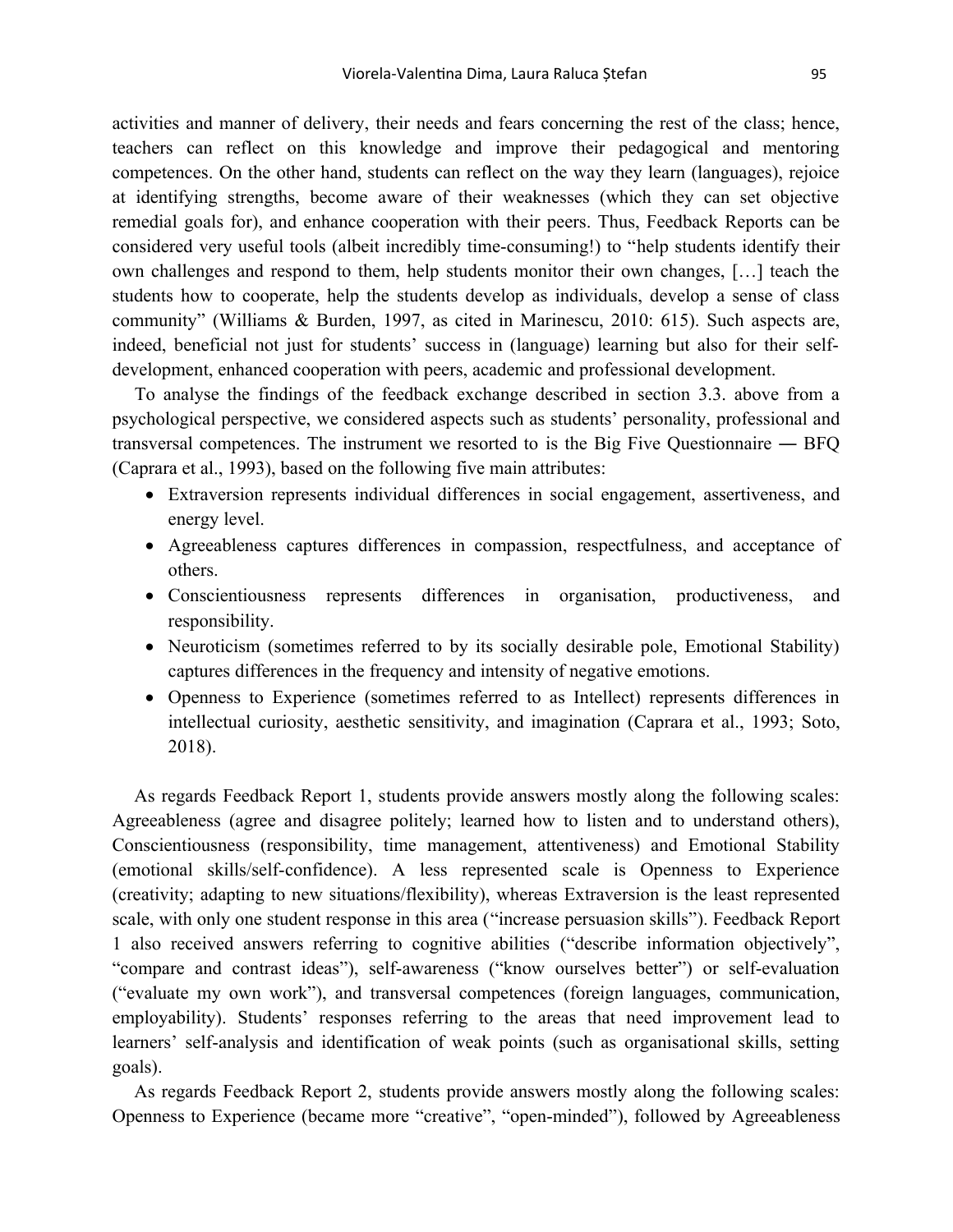activities and manner of delivery, their needs and fears concerning the rest of the class; hence, teachers can reflect on this knowledge and improve their pedagogical and mentoring competences. On the other hand, students can reflect on the way they learn (languages), rejoice at identifying strengths, become aware of their weaknesses (which they can set objective remedial goals for), and enhance cooperation with their peers. Thus, Feedback Reports can be considered very useful tools (albeit incredibly time-consuming!) to "help students identify their own challenges and respond to them, help students monitor their own changes, […] teach the students how to cooperate, help the students develop as individuals, develop a sense of class community" (Williams & Burden, 1997, as cited in Marinescu, 2010: 615). Such aspects are, indeed, beneficial not just for students' success in (language) learning but also for their self-development, enhanced cooperation with peers, academic and professional development.

To analyse the findings of the feedback exchange described in section 3.3. above from a psychological perspective, we considered aspects such as students' personality, professional and transversal competences. The instrument we resorted to is the Big Five Questionnaire ― BFQ (Caprara et al., 1993), based on the following five main attributes:

- Extraversion represents individual differences in social engagement, assertiveness, and energy level.
- Agreeableness captures differences in compassion, respectfulness, and acceptance of others.
- Conscientiousness represents differences in organisation, productiveness, and responsibility.
- Neuroticism (sometimes referred to by its socially desirable pole, Emotional Stability) captures differences in the frequency and intensity of negative emotions.
- Openness to Experience (sometimes referred to as Intellect) represents differences in intellectual curiosity, aesthetic sensitivity, and imagination (Caprara et al., 1993; Soto, 2018).

As regards Feedback Report 1, students provide answers mostly along the following scales: Agreeableness (agree and disagree politely; learned how to listen and to understand others), Conscientiousness (responsibility, time management, attentiveness) and Emotional Stability (emotional skills/self-confidence). A less represented scale is Openness to Experience (creativity; adapting to new situations/flexibility), whereas Extraversion is the least represented scale, with only one student response in this area ("increase persuasion skills"). Feedback Report 1 also received answers referring to cognitive abilities ("describe information objectively", "compare and contrast ideas"), self-awareness ("know ourselves better") or self-evaluation ("evaluate my own work"), and transversal competences (foreign languages, communication, employability). Students' responses referring to the areas that need improvement lead to learners' self-analysis and identification of weak points (such as organisational skills, setting goals).

As regards Feedback Report 2, students provide answers mostly along the following scales: Openness to Experience (became more "creative", "open-minded"), followed by Agreeableness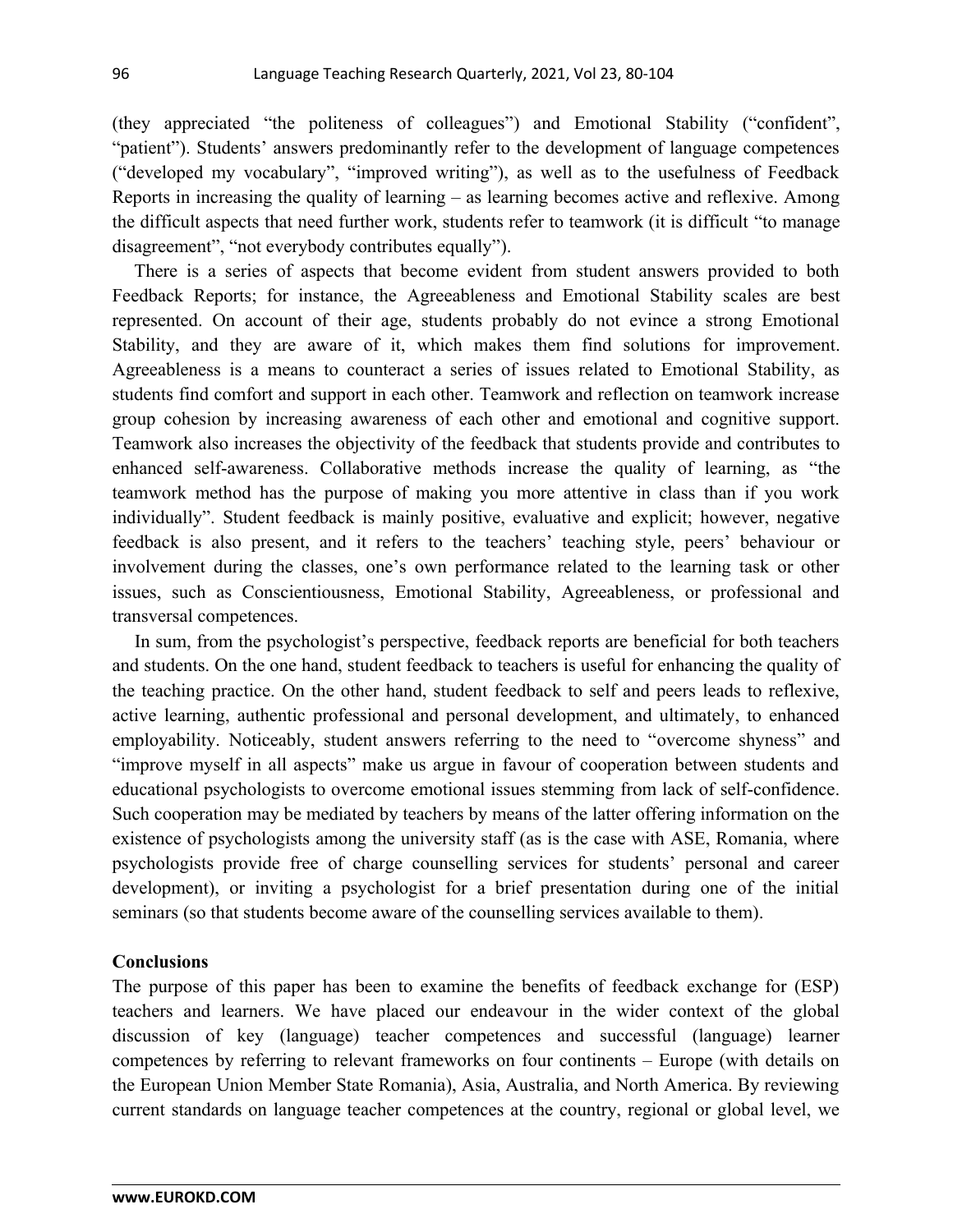(they appreciated "the politeness of colleagues") and Emotional Stability ("confident", "patient"). Students' answers predominantly refer to the development of language competences ("developed my vocabulary", "improved writing"), as well as to the usefulness of Feedback Reports in increasing the quality of learning – as learning becomes active and reflexive. Among the difficult aspects that need further work, students refer to teamwork (it is difficult "to manage disagreement", "not everybody contributes equally").

There is a series of aspects that become evident from student answers provided to both Feedback Reports; for instance, the Agreeableness and Emotional Stability scales are best represented. On account of their age, students probably do not evince a strong Emotional Stability, and they are aware of it, which makes them find solutions for improvement. Agreeableness is a means to counteract a series of issues related to Emotional Stability, as students find comfort and support in each other. Teamwork and reflection on teamwork increase group cohesion by increasing awareness of each other and emotional and cognitive support. Teamwork also increases the objectivity of the feedback that students provide and contributes to enhanced self-awareness. Collaborative methods increase the quality of learning, as "the teamwork method has the purpose of making you more attentive in class than if you work individually". Student feedback is mainly positive, evaluative and explicit; however, negative feedback is also present, and it refers to the teachers' teaching style, peers' behaviour or involvement during the classes, one's own performance related to the learning task or other issues, such as Conscientiousness, Emotional Stability, Agreeableness, or professional and transversal competences.

In sum, from the psychologist's perspective, feedback reports are beneficial for both teachers and students. On the one hand, student feedback to teachers is useful for enhancing the quality of the teaching practice. On the other hand, student feedback to self and peers leads to reflexive, active learning, authentic professional and personal development, and ultimately, to enhanced employability. Noticeably, student answers referring to the need to "overcome shyness" and "improve myself in all aspects" make us argue in favour of cooperation between students and educational psychologists to overcome emotional issues stemming from lack of self-confidence. Such cooperation may be mediated by teachers by means of the latter offering information on the existence of psychologists among the university staff (as is the case with ASE, Romania, where psychologists provide free of charge counselling services for students' personal and career development), or inviting a psychologist for a brief presentation during one of the initial seminars (so that students become aware of the counselling services available to them).

## Conclusions

The purpose of this paper has been to examine the benefits of feedback exchange for (ESP) teachers and learners. We have placed our endeavour in the wider context of the global discussion of key (language) teacher competences and successful (language) learner competences by referring to relevant frameworks on four continents – Europe (with details on the European Union Member State Romania), Asia, Australia, and North America. By reviewing current standards on language teacher competences at the country, regional or global level, we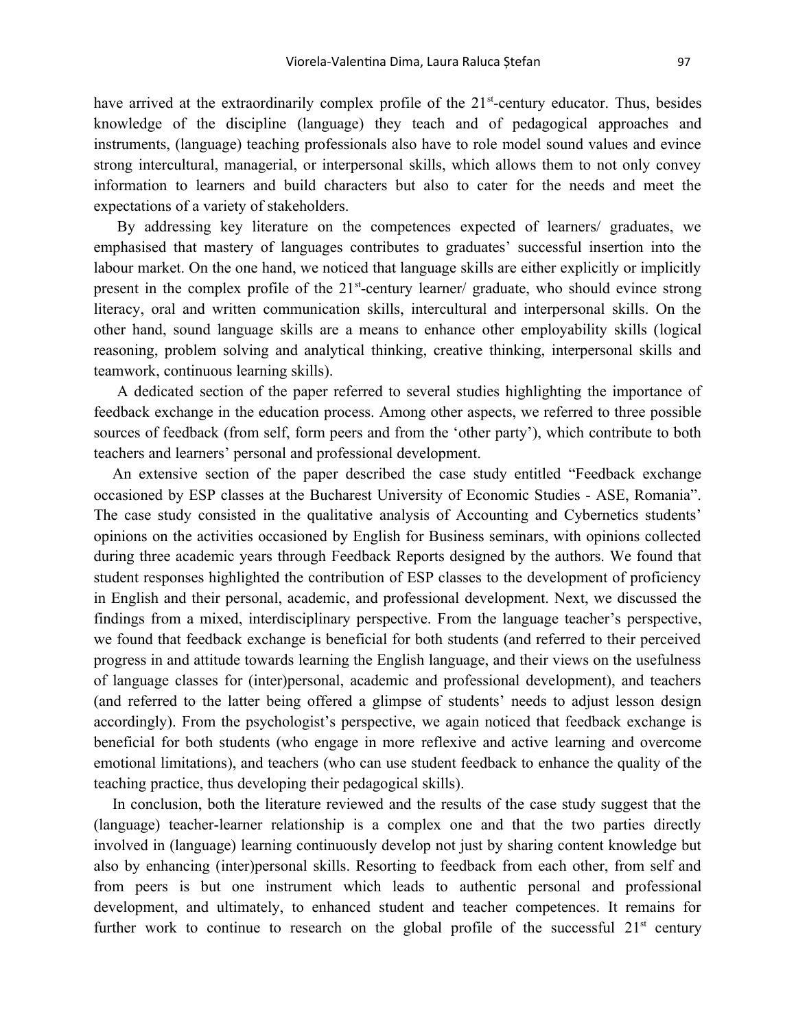have arrived at the extraordinarily complex profile of the 21st-century educator. Thus, besides knowledge of the discipline (language) they teach and of pedagogical approaches and instruments, (language) teaching professionals also have to role model sound values and evince strong intercultural, managerial, or interpersonal skills, which allows them to not only convey information to learners and build characters but also to cater for the needs and meet the expectations of a variety of stakeholders.

By addressing key literature on the competences expected of learners/ graduates, we emphasised that mastery of languages contributes to graduates' successful insertion into the labour market. On the one hand, we noticed that language skills are either explicitly or implicitly present in the complex profile of the 21st-century learner/ graduate, who should evince strong literacy, oral and written communication skills, intercultural and interpersonal skills. On the other hand, sound language skills are a means to enhance other employability skills (logical reasoning, problem solving and analytical thinking, creative thinking, interpersonal skills and teamwork, continuous learning skills).

A dedicated section of the paper referred to several studies highlighting the importance of feedback exchange in the education process. Among other aspects, we referred to three possible sources of feedback (from self, form peers and from the 'other party'), which contribute to both teachers and learners' personal and professional development.

An extensive section of the paper described the case study entitled "Feedback exchange occasioned by ESP classes at the Bucharest University of Economic Studies - ASE, Romania". The case study consisted in the qualitative analysis of Accounting and Cybernetics students' opinions on the activities occasioned by English for Business seminars, with opinions collected during three academic years through Feedback Reports designed by the authors. We found that student responses highlighted the contribution of ESP classes to the development of proficiency in English and their personal, academic, and professional development. Next, we discussed the findings from a mixed, interdisciplinary perspective. From the language teacher's perspective, we found that feedback exchange is beneficial for both students (and referred to their perceived progress in and attitude towards learning the English language, and their views on the usefulness of language classes for (inter)personal, academic and professional development), and teachers (and referred to the latter being offered a glimpse of students' needs to adjust lesson design accordingly). From the psychologist's perspective, we again noticed that feedback exchange is beneficial for both students (who engage in more reflexive and active learning and overcome emotional limitations), and teachers (who can use student feedback to enhance the quality of the teaching practice, thus developing their pedagogical skills).

In conclusion, both the literature reviewed and the results of the case study suggest that the (language) teacher-learner relationship is a complex one and that the two parties directly involved in (language) learning continuously develop not just by sharing content knowledge but also by enhancing (inter)personal skills. Resorting to feedback from each other, from self and from peers is but one instrument which leads to authentic personal and professional development, and ultimately, to enhanced student and teacher competences. It remains for further work to continue to research on the global profile of the successful 21st century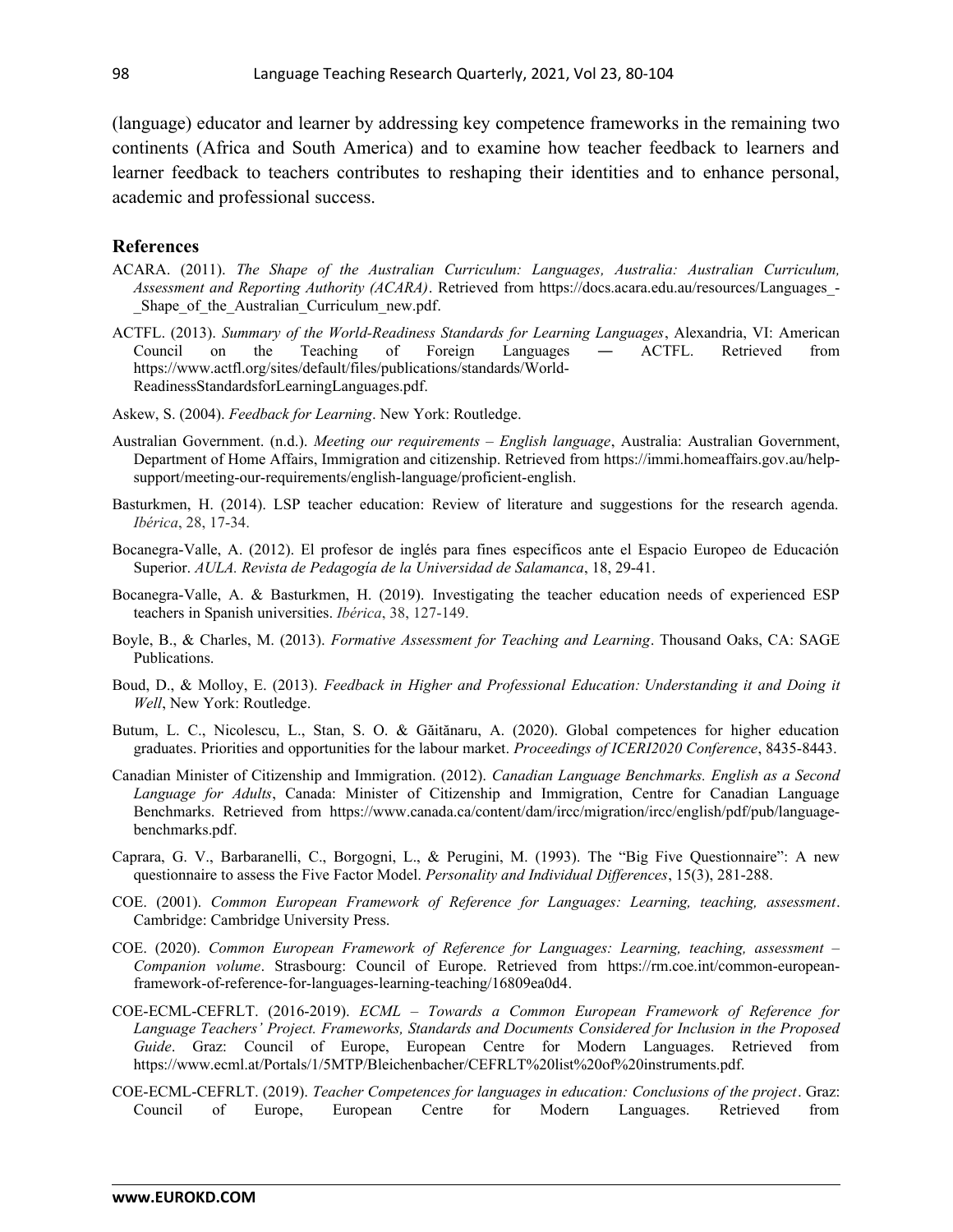(language) educator and learner by addressing key competence frameworks in the remaining two continents (Africa and South America) and to examine how teacher feedback to learners and learner feedback to teachers contributes to reshaping their identities and to enhance personal, academic and professional success.

## References

ACARA. (2011). *The Shape of the Australian Curriculum: Languages, Australia: Australian Curriculum, Assessment and Reporting Authority (ACARA)*. Retrieved from https://docs.acara.edu.au/resources/Languages_-_Shape_of_the_Australian_Curriculum_new.pdf.

ACTFL. (2013). *Summary of the World-Readiness Standards for Learning Languages*, Alexandria, VI: American Council on the Teaching of Foreign Languages ― ACTFL. Retrieved from https://www.actfl.org/sites/default/files/publications/standards/World-ReadinessStandardsforLearningLanguages.pdf.

Askew, S. (2004). *Feedback for Learning*. New York: Routledge.

Australian Government. (n.d.). *Meeting our requirements – English language*, Australia: Australian Government, Department of Home Affairs, Immigration and citizenship. Retrieved from https://immi.homeaffairs.gov.au/help-support/meeting-our-requirements/english-language/proficient-english.

Basturkmen, H. (2014). LSP teacher education: Review of literature and suggestions for the research agenda. *Ibérica*, 28, 17-34.

Bocanegra-Valle, A. (2012). El profesor de inglés para fines específicos ante el Espacio Europeo de Educación Superior. *AULA. Revista de Pedagogía de la Universidad de Salamanca*, 18, 29-41.

Bocanegra-Valle, A. & Basturkmen, H. (2019). Investigating the teacher education needs of experienced ESP teachers in Spanish universities. *Ibérica*, 38, 127-149.

Boyle, B., & Charles, M. (2013). *Formative Assessment for Teaching and Learning*. Thousand Oaks, CA: SAGE Publications.

Boud, D., & Molloy, E. (2013). *Feedback in Higher and Professional Education: Understanding it and Doing it Well*, New York: Routledge.

Butum, L. C., Nicolescu, L., Stan, S. O. & Găitănaru, A. (2020). Global competences for higher education graduates. Priorities and opportunities for the labour market. *Proceedings of ICERI2020 Conference*, 8435-8443.

Canadian Minister of Citizenship and Immigration. (2012). *Canadian Language Benchmarks. English as a Second Language for Adults*, Canada: Minister of Citizenship and Immigration, Centre for Canadian Language Benchmarks. Retrieved from https://www.canada.ca/content/dam/ircc/migration/ircc/english/pdf/pub/language-benchmarks.pdf.

Caprara, G. V., Barbaranelli, C., Borgogni, L., & Perugini, M. (1993). The "Big Five Questionnaire": A new questionnaire to assess the Five Factor Model. *Personality and Individual Differences*, 15(3), 281-288.

COE. (2001). *Common European Framework of Reference for Languages: Learning, teaching, assessment*. Cambridge: Cambridge University Press.

COE. (2020). *Common European Framework of Reference for Languages: Learning, teaching, assessment – Companion volume*. Strasbourg: Council of Europe. Retrieved from https://rm.coe.int/common-european-framework-of-reference-for-languages-learning-teaching/16809ea0d4.

COE-ECML-CEFRLT. (2016-2019). *ECML – Towards a Common European Framework of Reference for Language Teachers' Project. Frameworks, Standards and Documents Considered for Inclusion in the Proposed Guide*. Graz: Council of Europe, European Centre for Modern Languages. Retrieved from https://www.ecml.at/Portals/1/5MTP/Bleichenbacher/CEFRLT%20list%20of%20instruments.pdf.

COE-ECML-CEFRLT. (2019). *Teacher Competences for languages in education: Conclusions of the project*. Graz: Council of Europe, European Centre for Modern Languages. Retrieved from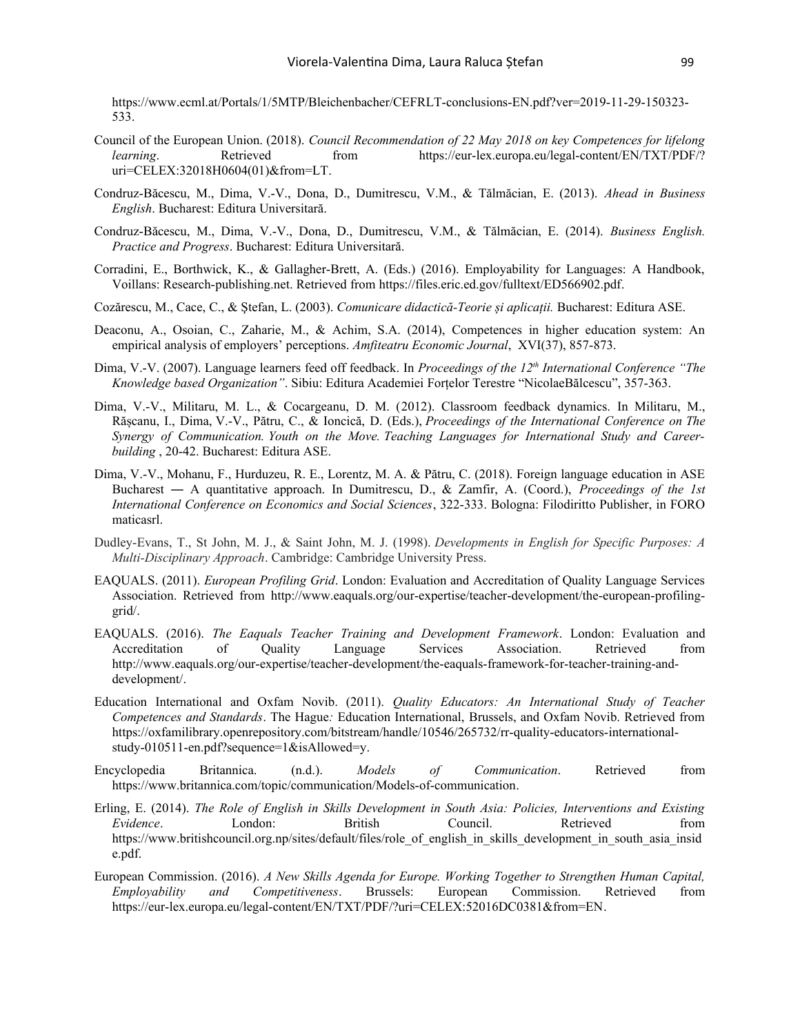https://www.ecml.at/Portals/1/5MTP/Bleichenbacher/CEFRLT-conclusions-EN.pdf?ver=2019-11-29-150323-533.

Council of the European Union. (2018). *Council Recommendation of 22 May 2018 on key Competences for lifelong learning*. Retrieved from https://eur-lex.europa.eu/legal-content/EN/TXT/PDF/?uri=CELEX:32018H0604(01)&from=LT.

Condruz-Băcescu, M., Dima, V.-V., Dona, D., Dumitrescu, V.M., & Tălmăcian, E. (2013). *Ahead in Business English*. Bucharest: Editura Universitară.

Condruz-Băcescu, M., Dima, V.-V., Dona, D., Dumitrescu, V.M., & Tălmăcian, E. (2014). *Business English. Practice and Progress*. Bucharest: Editura Universitară.

Corradini, E., Borthwick, K., & Gallagher-Brett, A. (Eds.) (2016). Employability for Languages: A Handbook, Voillans: Research-publishing.net. Retrieved from https://files.eric.ed.gov/fulltext/ED566902.pdf.

Cozărescu, M., Cace, C., & Ştefan, L. (2003). *Comunicare didactică-Teorie și aplicații.* Bucharest: Editura ASE.

Deaconu, A., Osoian, C., Zaharie, M., & Achim, S.A. (2014), Competences in higher education system: An empirical analysis of employers' perceptions. *Amfiteatru Economic Journal*, XVI(37), 857-873.

Dima, V.-V. (2007). Language learners feed off feedback. In *Proceedings of the 12th International Conference "The Knowledge based Organization"*. Sibiu: Editura Academiei Forțelor Terestre "NicolaeBălcescu", 357-363.

Dima, V.-V., Militaru, M. L., & Cocargeanu, D. M. (2012). Classroom feedback dynamics. In Militaru, M., Rășcanu, I., Dima, V.-V., Pătru, C., & Ioncică, D. (Eds.), *Proceedings of the International Conference on The Synergy of Communication. Youth on the Move. Teaching Languages for International Study and Career-building* , 20-42. Bucharest: Editura ASE.

Dima, V.-V., Mohanu, F., Hurduzeu, R. E., Lorentz, M. A. & Pătru, C. (2018). Foreign language education in ASE Bucharest ― A quantitative approach. In Dumitrescu, D., & Zamfir, A. (Coord.), *Proceedings of the 1st International Conference on Economics and Social Sciences*, 322-333. Bologna: Filodiritto Publisher, in FORO maticasrl.

Dudley-Evans, T., St John, M. J., & Saint John, M. J. (1998). *Developments in English for Specific Purposes: A Multi-Disciplinary Approach*. Cambridge: Cambridge University Press.

EAQUALS. (2011). *European Profiling Grid*. London: Evaluation and Accreditation of Quality Language Services Association. Retrieved from http://www.eaquals.org/our-expertise/teacher-development/the-european-profiling-grid/.

EAQUALS. (2016). *The Eaquals Teacher Training and Development Framework*. London: Evaluation and Accreditation of Quality Language Services Association. Retrieved from http://www.eaquals.org/our-expertise/teacher-development/the-eaquals-framework-for-teacher-training-and-development/.

Education International and Oxfam Novib. (2011). *Quality Educators: An International Study of Teacher Competences and Standards*. The Hague*:* Education International, Brussels, and Oxfam Novib. Retrieved from https://oxfamilibrary.openrepository.com/bitstream/handle/10546/265732/rr-quality-educators-international-study-010511-en.pdf?sequence=1&isAllowed=y.

Encyclopedia Britannica. (n.d.). *Models of Communication*. Retrieved from https://www.britannica.com/topic/communication/Models-of-communication.

Erling, E. (2014). *The Role of English in Skills Development in South Asia: Policies, Interventions and Existing Evidence*. London: British Council. Retrieved from https://www.britishcouncil.org.np/sites/default/files/role_of_english_in_skills_development_in_south_asia_inside.pdf.

European Commission. (2016). *A New Skills Agenda for Europe. Working Together to Strengthen Human Capital, Employability and Competitiveness*. Brussels: European Commission. Retrieved from https://eur-lex.europa.eu/legal-content/EN/TXT/PDF/?uri=CELEX:52016DC0381&from=EN.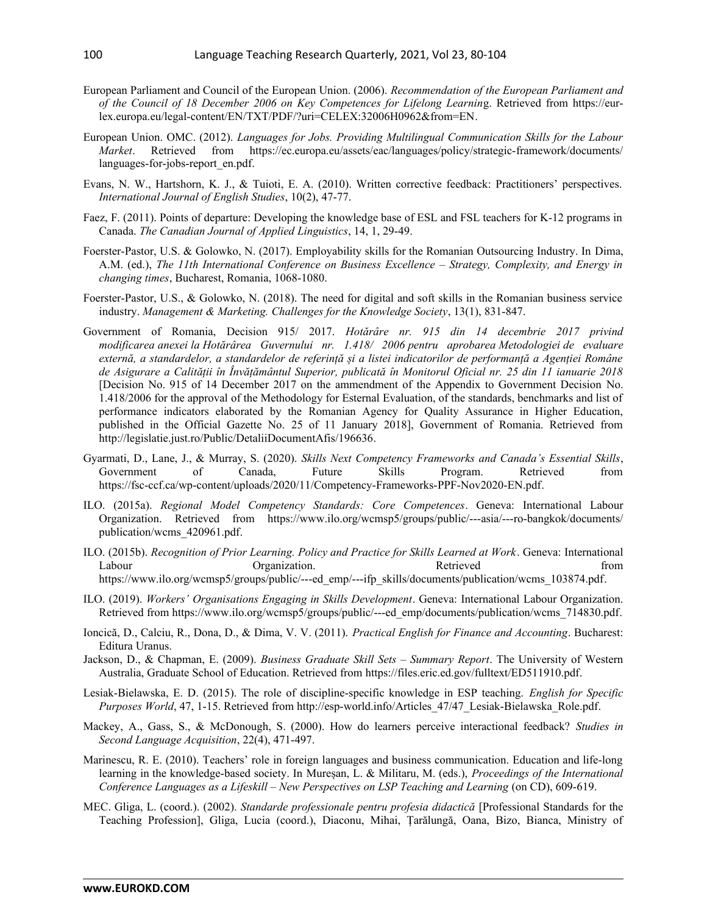European Parliament and Council of the European Union. (2006). *Recommendation of the European Parliament and of the Council of 18 December 2006 on Key Competences for Lifelong Learning*. Retrieved from https://eur-lex.europa.eu/legal-content/EN/TXT/PDF/?uri=CELEX:32006H0962&from=EN.

European Union. OMC. (2012). *Languages for Jobs. Providing Multilingual Communication Skills for the Labour Market*. Retrieved from https://ec.europa.eu/assets/eac/languages/policy/strategic-framework/documents/languages-for-jobs-report_en.pdf.

Evans, N. W., Hartshorn, K. J., & Tuioti, E. A. (2010). Written corrective feedback: Practitioners' perspectives. *International Journal of English Studies*, 10(2), 47-77.

Faez, F. (2011). Points of departure: Developing the knowledge base of ESL and FSL teachers for K-12 programs in Canada. *The Canadian Journal of Applied Linguistics*, 14, 1, 29-49.

Foerster-Pastor, U.S. & Golowko, N. (2017). Employability skills for the Romanian Outsourcing Industry. In Dima, A.M. (ed.), *The 11th International Conference on Business Excellence – Strategy, Complexity, and Energy in changing times*, Bucharest, Romania, 1068-1080.

Foerster-Pastor, U.S., & Golowko, N. (2018). The need for digital and soft skills in the Romanian business service industry. *Management & Marketing. Challenges for the Knowledge Society*, 13(1), 831-847.

Government of Romania, Decision 915/ 2017. *Hotărâre nr. 915 din 14 decembrie 2017 privind modificarea anexei la Hotărârea Guvernului nr. 1.418/ 2006 pentru aprobarea Metodologiei de evaluare externă, a standardelor, a standardelor de referință și a listei indicatorilor de performanță a Agenției Române de Asigurare a Calității în Învățământul Superior, publicată în Monitorul Oficial nr. 25 din 11 ianuarie 2018* [Decision No. 915 of 14 December 2017 on the ammendment of the Appendix to Government Decision No. 1.418/2006 for the approval of the Methodology for Esternal Evaluation, of the standards, benchmarks and list of performance indicators elaborated by the Romanian Agency for Quality Assurance in Higher Education, published in the Official Gazette No. 25 of 11 January 2018], Government of Romania. Retrieved from http://legislatie.just.ro/Public/DetaliiDocumentAfis/196636.

Gyarmati, D., Lane, J., & Murray, S. (2020). *Skills Next Competency Frameworks and Canada's Essential Skills*, Government of Canada, Future Skills Program. Retrieved from https://fsc-ccf.ca/wp-content/uploads/2020/11/Competency-Frameworks-PPF-Nov2020-EN.pdf.

ILO. (2015a). *Regional Model Competency Standards: Core Competences*. Geneva: International Labour Organization. Retrieved from https://www.ilo.org/wcmsp5/groups/public/---asia/---ro-bangkok/documents/publication/wcms_420961.pdf.

ILO. (2015b). *Recognition of Prior Learning. Policy and Practice for Skills Learned at Work*. Geneva: International Labour Organization. Retrieved from https://www.ilo.org/wcmsp5/groups/public/---ed_emp/---ifp_skills/documents/publication/wcms_103874.pdf.

ILO. (2019). *Workers' Organisations Engaging in Skills Development*. Geneva: International Labour Organization. Retrieved from https://www.ilo.org/wcmsp5/groups/public/---ed_emp/documents/publication/wcms_714830.pdf.

Ioncică, D., Calciu, R., Dona, D., & Dima, V. V. (2011). *Practical English for Finance and Accounting*. Bucharest: Editura Uranus.

Jackson, D., & Chapman, E. (2009). *Business Graduate Skill Sets – Summary Report*. The University of Western Australia, Graduate School of Education. Retrieved from https://files.eric.ed.gov/fulltext/ED511910.pdf.

Lesiak-Bielawska, E. D. (2015). The role of discipline-specific knowledge in ESP teaching. *English for Specific Purposes World*, 47, 1-15. Retrieved from http://esp-world.info/Articles_47/47_Lesiak-Bielawska_Role.pdf.

Mackey, A., Gass, S., & McDonough, S. (2000). How do learners perceive interactional feedback? *Studies in Second Language Acquisition*, 22(4), 471-497.

Marinescu, R. E. (2010). Teachers' role in foreign languages and business communication. Education and life-long learning in the knowledge-based society. In Mureșan, L. & Militaru, M. (eds.), *Proceedings of the International Conference Languages as a Lifeskill – New Perspectives on LSP Teaching and Learning* (on CD), 609-619.

MEC. Gliga, L. (coord.). (2002). *Standarde professionale pentru profesia didactică* [Professional Standards for the Teaching Profession], Gliga, Lucia (coord.), Diaconu, Mihai, Țărălungă, Oana, Bizo, Bianca, Ministry of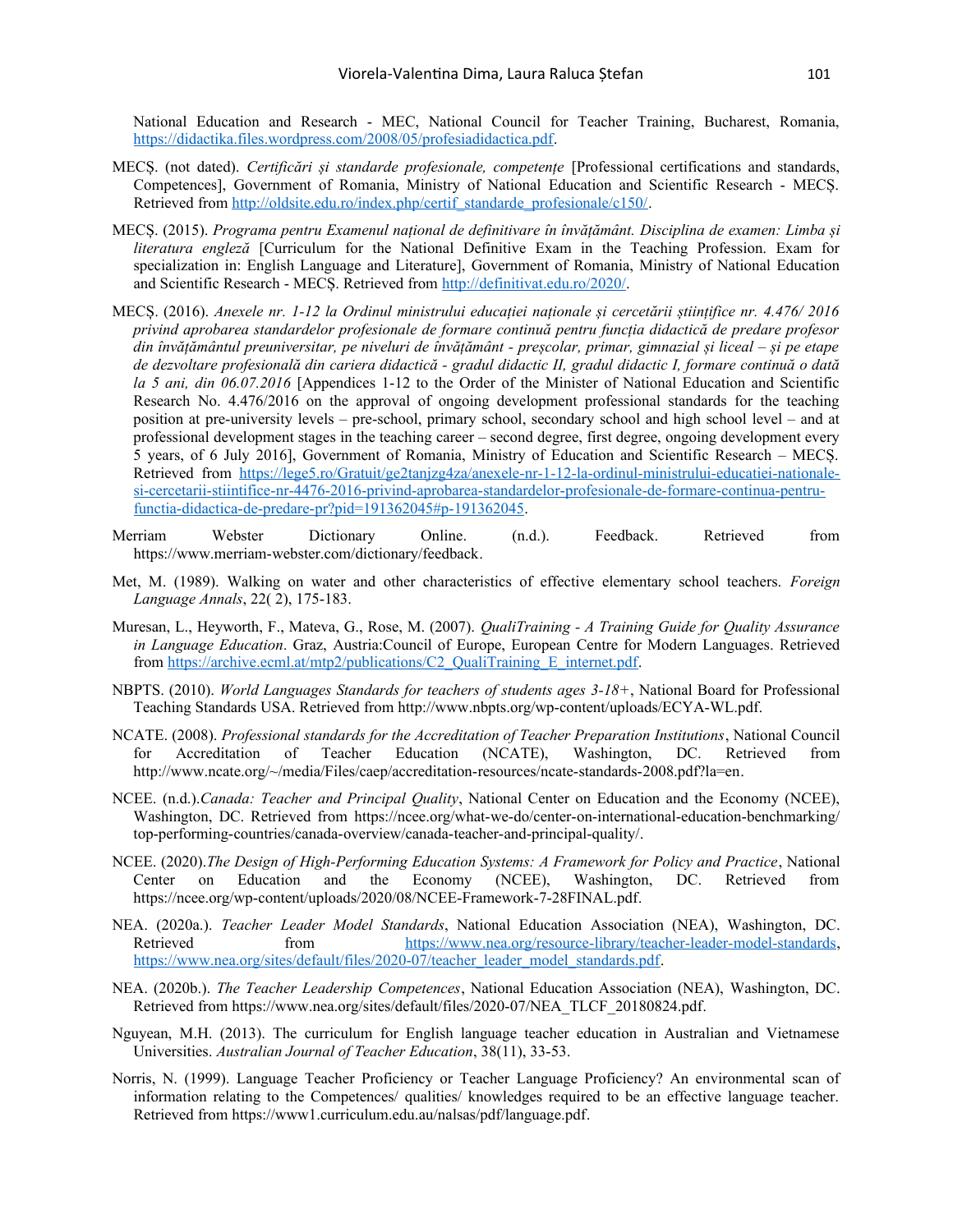National Education and Research - MEC, National Council for Teacher Training, Bucharest, Romania, https://didactika.files.wordpress.com/2008/05/profesiadidactica.pdf.

MECȘ. (not dated). *Certificări și standarde profesionale, competențe* [Professional certifications and standards, Competences], Government of Romania, Ministry of National Education and Scientific Research - MECȘ. Retrieved from http://oldsite.edu.ro/index.php/certif_standarde_profesionale/c150/.

MECȘ. (2015). *Programa pentru Examenul național de definitivare în învățământ. Disciplina de examen: Limba și literatura engleză* [Curriculum for the National Definitive Exam in the Teaching Profession. Exam for specialization in: English Language and Literature], Government of Romania, Ministry of National Education and Scientific Research - MECȘ. Retrieved from http://definitivat.edu.ro/2020/.

MECȘ. (2016). *Anexele nr. 1-12 la Ordinul ministrului educației naționale și cercetării științifice nr. 4.476/ 2016 privind aprobarea standardelor profesionale de formare continuă pentru funcția didactică de predare profesor din învățământul preuniversitar, pe niveluri de învățământ - preșcolar, primar, gimnazial și liceal – și pe etape de dezvoltare profesională din cariera didactică - gradul didactic II, gradul didactic I, formare continuă o dată la 5 ani, din 06.07.2016* [Appendices 1-12 to the Order of the Minister of National Education and Scientific Research No. 4.476/2016 on the approval of ongoing development professional standards for the teaching position at pre-university levels – pre-school, primary school, secondary school and high school level – and at professional development stages in the teaching career – second degree, first degree, ongoing development every 5 years, of 6 July 2016], Government of Romania, Ministry of Education and Scientific Research – MECȘ. Retrieved from https://lege5.ro/Gratuit/ge2tanjzg4za/anexele-nr-1-12-la-ordinul-ministrului-educatiei-nationale-si-cercetarii-stiintifice-nr-4476-2016-privind-aprobarea-standardelor-profesionale-de-formare-continua-pentru-functia-didactica-de-predare-pr?pid=191362045#p-191362045.

Merriam Webster Dictionary Online. (n.d.). Feedback. Retrieved from https://www.merriam-webster.com/dictionary/feedback.

Met, M. (1989). Walking on water and other characteristics of effective elementary school teachers. *Foreign Language Annals*, 22( 2), 175-183.

Muresan, L., Heyworth, F., Mateva, G., Rose, M. (2007). *QualiTraining - A Training Guide for Quality Assurance in Language Education*. Graz, Austria:Council of Europe, European Centre for Modern Languages. Retrieved from https://archive.ecml.at/mtp2/publications/C2_QualiTraining_E_internet.pdf.

NBPTS. (2010). *World Languages Standards for teachers of students ages 3-18+*, National Board for Professional Teaching Standards USA. Retrieved from http://www.nbpts.org/wp-content/uploads/ECYA-WL.pdf.

NCATE. (2008). *Professional standards for the Accreditation of Teacher Preparation Institutions*, National Council for Accreditation of Teacher Education (NCATE), Washington, DC. Retrieved from http://www.ncate.org/~/media/Files/caep/accreditation-resources/ncate-standards-2008.pdf?la=en.

NCEE. (n.d.).*Canada: Teacher and Principal Quality*, National Center on Education and the Economy (NCEE), Washington, DC. Retrieved from https://ncee.org/what-we-do/center-on-international-education-benchmarking/top-performing-countries/canada-overview/canada-teacher-and-principal-quality/.

NCEE. (2020).*The Design of High-Performing Education Systems: A Framework for Policy and Practice*, National Center on Education and the Economy (NCEE), Washington, DC. Retrieved from https://ncee.org/wp-content/uploads/2020/08/NCEE-Framework-7-28FINAL.pdf.

NEA. (2020a.). *Teacher Leader Model Standards*, National Education Association (NEA), Washington, DC. Retrieved from https://www.nea.org/resource-library/teacher-leader-model-standards, https://www.nea.org/sites/default/files/2020-07/teacher_leader_model_standards.pdf.

NEA. (2020b.). *The Teacher Leadership Competences*, National Education Association (NEA), Washington, DC. Retrieved from https://www.nea.org/sites/default/files/2020-07/NEA_TLCF_20180824.pdf.

Nguyean, M.H. (2013). The curriculum for English language teacher education in Australian and Vietnamese Universities. *Australian Journal of Teacher Education*, 38(11), 33-53.

Norris, N. (1999). Language Teacher Proficiency or Teacher Language Proficiency? An environmental scan of information relating to the Competences/ qualities/ knowledges required to be an effective language teacher. Retrieved from https://www1.curriculum.edu.au/nalsas/pdf/language.pdf.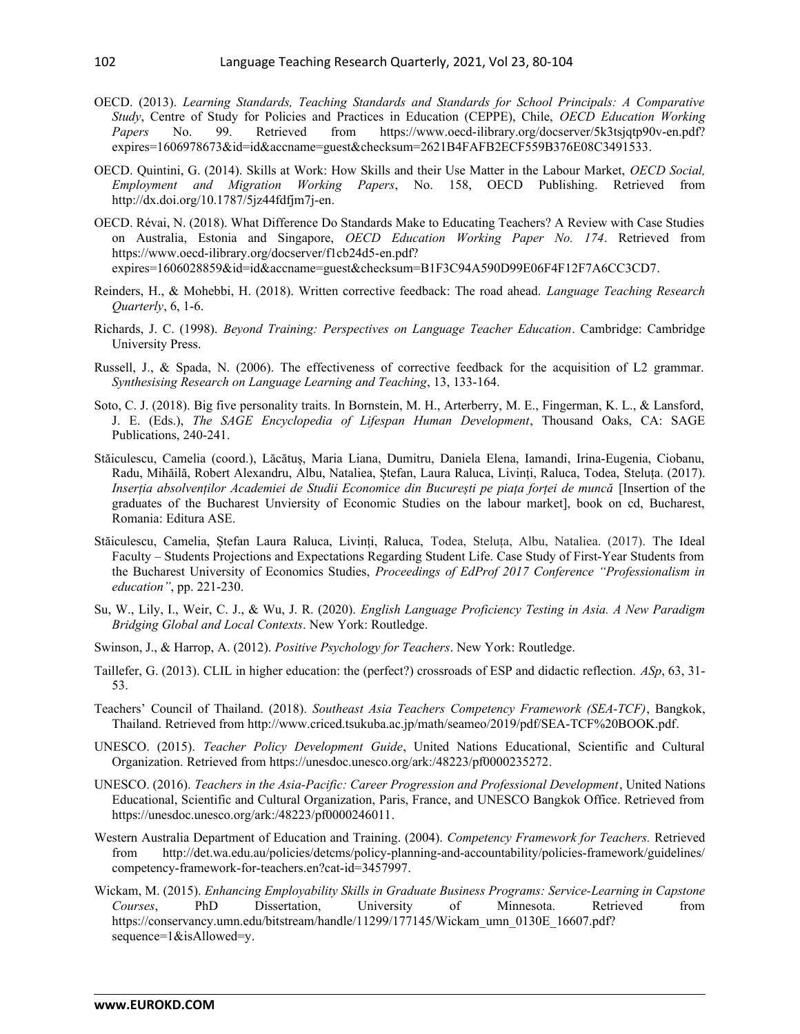OECD. (2013). *Learning Standards, Teaching Standards and Standards for School Principals: A Comparative Study*, Centre of Study for Policies and Practices in Education (CEPPE), Chile, *OECD Education Working Papers* No. 99. Retrieved from https://www.oecd-ilibrary.org/docserver/5k3tsjqtp90v-en.pdf?expires=1606978673&id=id&accname=guest&checksum=2621B4FAFB2ECF559B376E08C3491533.

OECD. Quintini, G. (2014). Skills at Work: How Skills and their Use Matter in the Labour Market, *OECD Social, Employment and Migration Working Papers*, No. 158, OECD Publishing. Retrieved from http://dx.doi.org/10.1787/5jz44fdfjm7j-en.

OECD. Révai, N. (2018). What Difference Do Standards Make to Educating Teachers? A Review with Case Studies on Australia, Estonia and Singapore, *OECD Education Working Paper No. 174*. Retrieved from https://www.oecd-ilibrary.org/docserver/f1cb24d5-en.pdf?expires=1606028859&id=id&accname=guest&checksum=B1F3C94A590D99E06F4F12F7A6CC3CD7.

Reinders, H., & Mohebbi, H. (2018). Written corrective feedback: The road ahead. *Language Teaching Research Quarterly*, 6, 1-6.

Richards, J. C. (1998). *Beyond Training: Perspectives on Language Teacher Education*. Cambridge: Cambridge University Press.

Russell, J., & Spada, N. (2006). The effectiveness of corrective feedback for the acquisition of L2 grammar. *Synthesising Research on Language Learning and Teaching*, 13, 133-164.

Soto, C. J. (2018). Big five personality traits. In Bornstein, M. H., Arterberry, M. E., Fingerman, K. L., & Lansford, J. E. (Eds.), *The SAGE Encyclopedia of Lifespan Human Development*, Thousand Oaks, CA: SAGE Publications, 240-241.

Stăiculescu, Camelia (coord.), Lăcătuș, Maria Liana, Dumitru, Daniela Elena, Iamandi, Irina-Eugenia, Ciobanu, Radu, Mihăilă, Robert Alexandru, Albu, Nataliea, Ștefan, Laura Raluca, Livinți, Raluca, Todea, Steluța. (2017). *Inserția absolvenților Academiei de Studii Economice din București pe piața forței de muncă* [Insertion of the graduates of the Bucharest Unviersity of Economic Studies on the labour market], book on cd, Bucharest, Romania: Editura ASE.

Stăiculescu, Camelia, Ștefan Laura Raluca, Livinți, Raluca, Todea, Steluța, Albu, Nataliea. (2017). The Ideal Faculty – Students Projections and Expectations Regarding Student Life. Case Study of First-Year Students from the Bucharest University of Economics Studies, *Proceedings of EdProf 2017 Conference "Professionalism in education"*, pp. 221-230.

Su, W., Lily, I., Weir, C. J., & Wu, J. R. (2020). *English Language Proficiency Testing in Asia. A New Paradigm Bridging Global and Local Contexts*. New York: Routledge.

Swinson, J., & Harrop, A. (2012). *Positive Psychology for Teachers*. New York: Routledge.

Taillefer, G. (2013). CLIL in higher education: the (perfect?) crossroads of ESP and didactic reflection. *ASp*, 63, 31-53.

Teachers' Council of Thailand. (2018). *Southeast Asia Teachers Competency Framework (SEA-TCF)*, Bangkok, Thailand. Retrieved from http://www.criced.tsukuba.ac.jp/math/seameo/2019/pdf/SEA-TCF%20BOOK.pdf.

UNESCO. (2015). *Teacher Policy Development Guide*, United Nations Educational, Scientific and Cultural Organization. Retrieved from https://unesdoc.unesco.org/ark:/48223/pf0000235272.

UNESCO. (2016). *Teachers in the Asia-Pacific: Career Progression and Professional Development*, United Nations Educational, Scientific and Cultural Organization, Paris, France, and UNESCO Bangkok Office. Retrieved from https://unesdoc.unesco.org/ark:/48223/pf0000246011.

Western Australia Department of Education and Training. (2004). *Competency Framework for Teachers.* Retrieved from http://det.wa.edu.au/policies/detcms/policy-planning-and-accountability/policies-framework/guidelines/competency-framework-for-teachers.en?cat-id=3457997.

Wickam, M. (2015). *Enhancing Employability Skills in Graduate Business Programs: Service-Learning in Capstone Courses*, PhD Dissertation, University of Minnesota. Retrieved from https://conservancy.umn.edu/bitstream/handle/11299/177145/Wickam_umn_0130E_16607.pdf?sequence=1&isAllowed=y.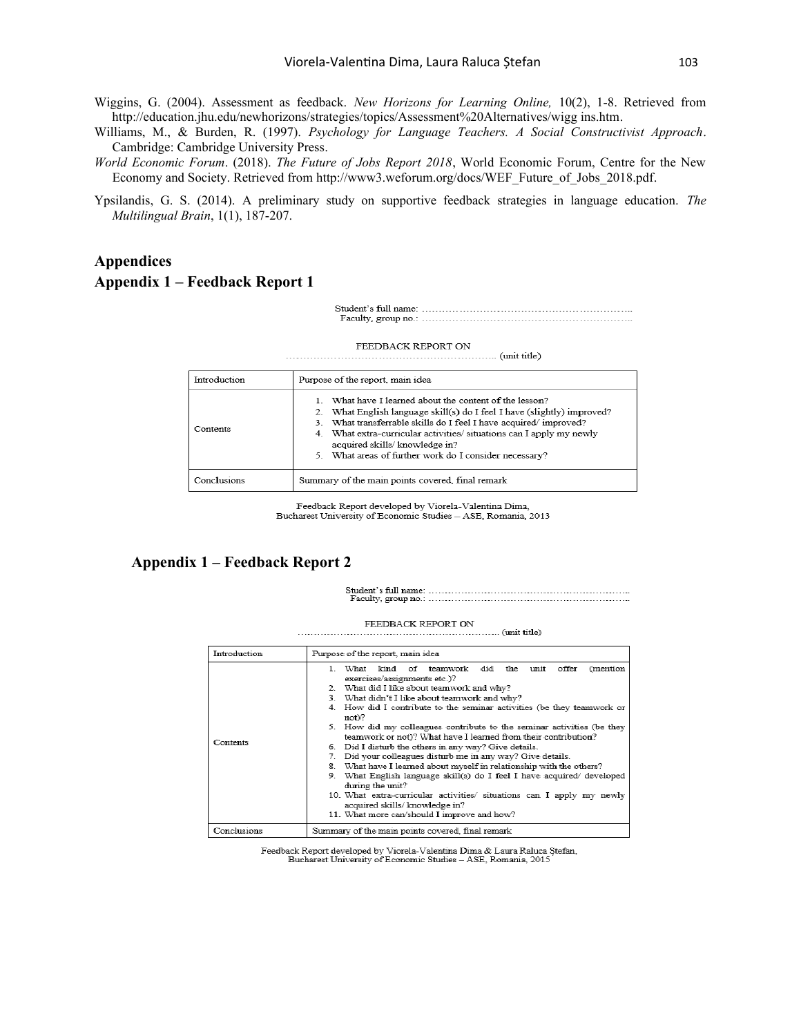Wiggins, G. (2004). Assessment as feedback. *New Horizons for Learning Online,* 10(2), 1-8. Retrieved from http://education.jhu.edu/newhorizons/strategies/topics/Assessment%20Alternatives/wigg ins.htm.

Williams, M., & Burden, R. (1997). *Psychology for Language Teachers. A Social Constructivist Approach*. Cambridge: Cambridge University Press.

*World Economic Forum*. (2018). *The Future of Jobs Report 2018*, World Economic Forum, Centre for the New Economy and Society. Retrieved from http://www3.weforum.org/docs/WEF_Future_of_Jobs_2018.pdf.

Ypsilandis, G. S. (2014). A preliminary study on supportive feedback strategies in language education. *The Multilingual Brain*, 1(1), 187-207.

## Appendices

### Appendix 1 – Feedback Report 1

Student's full name: ……………………………………………………..
Faculty, group no.: ……………………………………………………..

FEEDBACK REPORT ON
…………………………………………………….. (unit title)

| Introduction | Purpose of the report, main idea |
|---|---|
| Contents | 1. What have I learned about the content of the lesson?<br>2. What English language skill(s) do I feel I have (slightly) improved?<br>3. What transferrable skills do I feel I have acquired/ improved?<br>4. What extra-curricular activities/ situations can I apply my newly acquired skills/ knowledge in?<br>5. What areas of further work do I consider necessary? |
| Conclusions | Summary of the main points covered, final remark |

Feedback Report developed by Viorela-Valentina Dima,
Bucharest University of Economic Studies – ASE, Romania, 2013

### Appendix 1 – Feedback Report 2

Student's full name: ……………………………………………………..
Faculty, group no.: ……………………………………………………..

FEEDBACK REPORT ON
…………………………………………………….. (unit title)

| Introduction | Purpose of the report, main idea |
|---|---|
| Contents | 1. What kind of teamwork did the unit offer (mention exercises/assignments etc.)?<br>2. What did I like about teamwork and why?<br>3. What didn't I like about teamwork and why?<br>4. How did I contribute to the seminar activities (be they teamwork or not)?<br>5. How did my colleagues contribute to the seminar activities (be they teamwork or not)? What have I learned from their contribution?<br>6. Did I disturb the others in any way? Give details.<br>7. Did your colleagues disturb me in any way? Give details.<br>8. What have I learned about myself in relationship with the others?<br>9. What English language skill(s) do I feel I have acquired/ developed during the unit?<br>10. What extra-curricular activities/ situations can I apply my newly acquired skills/ knowledge in?<br>11. What more can/should I improve and how? |
| Conclusions | Summary of the main points covered, final remark |

Feedback Report developed by Viorela-Valentina Dima & Laura Raluca Ștefan,
Bucharest University of Economic Studies – ASE, Romania, 2015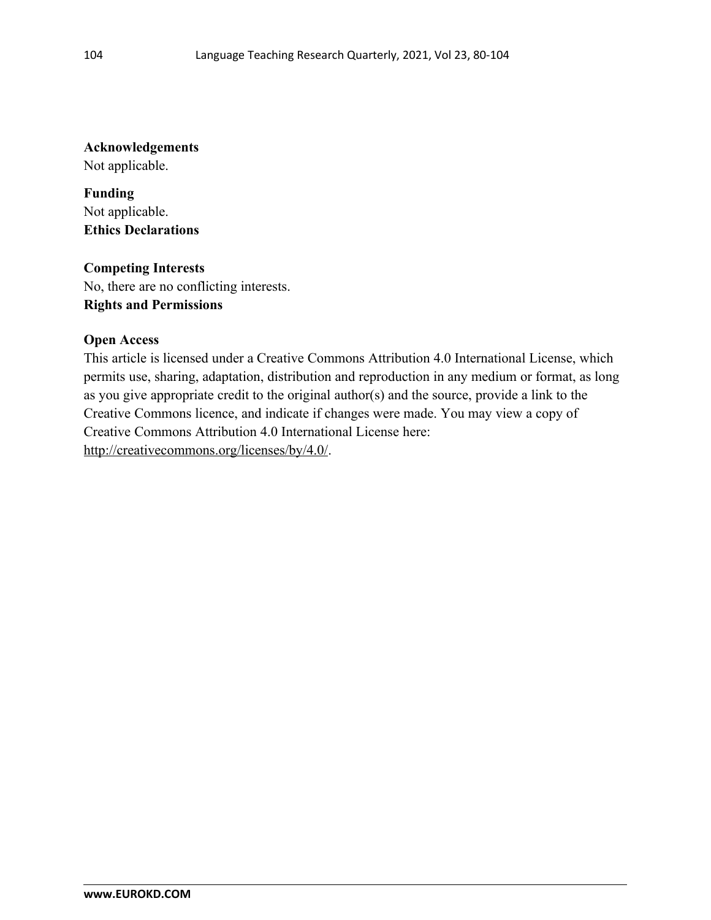**Acknowledgements**

Not applicable.

**Funding**

Not applicable.

**Ethics Declarations**

**Competing Interests**

No, there are no conflicting interests.

**Rights and Permissions**

**Open Access**

This article is licensed under a Creative Commons Attribution 4.0 International License, which permits use, sharing, adaptation, distribution and reproduction in any medium or format, as long as you give appropriate credit to the original author(s) and the source, provide a link to the Creative Commons licence, and indicate if changes were made. You may view a copy of Creative Commons Attribution 4.0 International License here: http://creativecommons.org/licenses/by/4.0/.